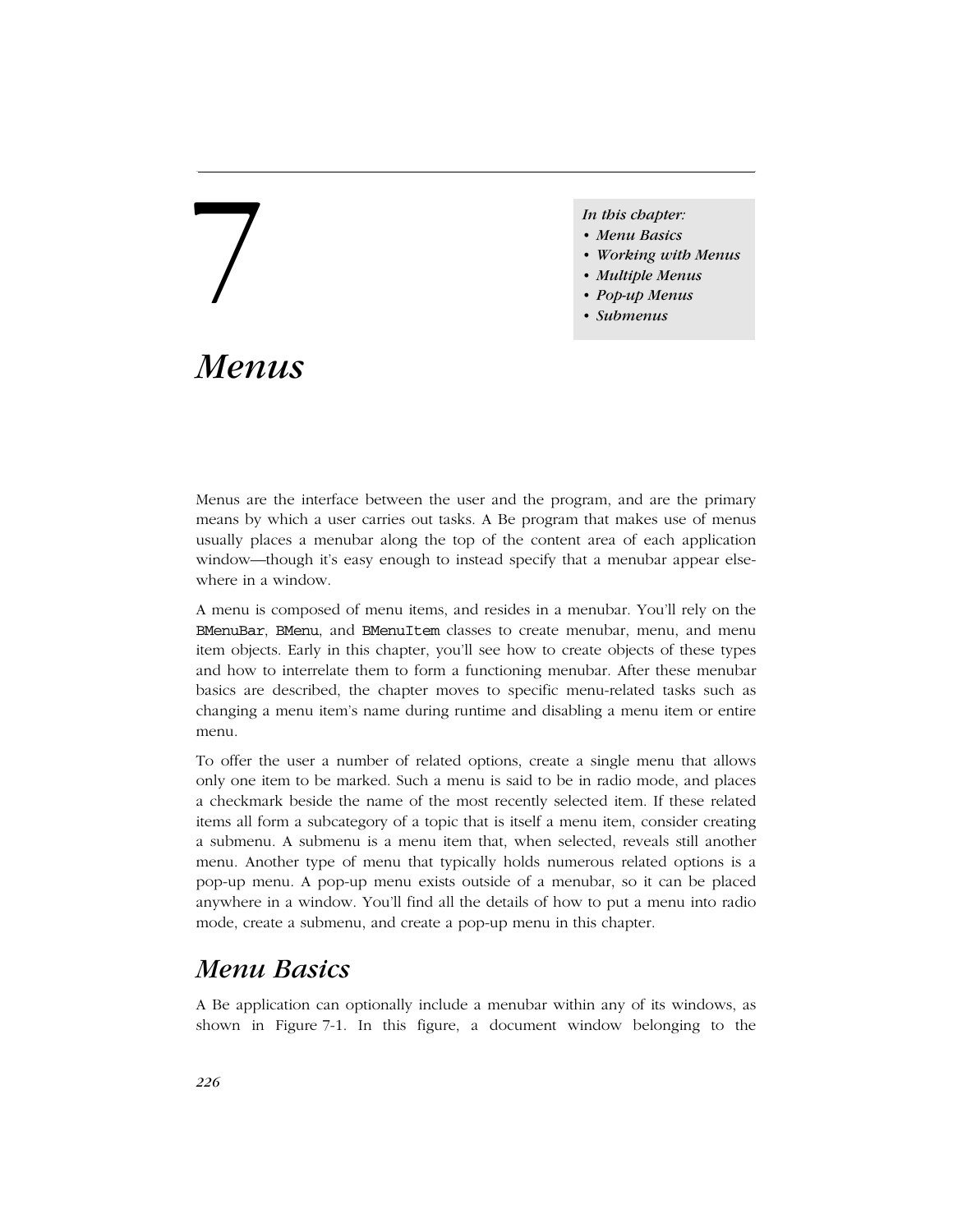# 7 Menus

*In this chapter:*
- *Menu Basics*
- *Working with Menus*
- *Multiple Menus*
- *Pop-up Menus*
- *Submenus*

Menus are the interface between the user and the program, and are the primary means by which a user carries out tasks. A Be program that makes use of menus usually places a menubar along the top of the content area of each application window—though it's easy enough to instead specify that a menubar appear elsewhere in a window.

A menu is composed of menu items, and resides in a menubar. You'll rely on the `BMenuBar`, `BMenu`, and `BMenuItem` classes to create menubar, menu, and menu item objects. Early in this chapter, you'll see how to create objects of these types and how to interrelate them to form a functioning menubar. After these menubar basics are described, the chapter moves to specific menu-related tasks such as changing a menu item's name during runtime and disabling a menu item or entire menu.

To offer the user a number of related options, create a single menu that allows only one item to be marked. Such a menu is said to be in radio mode, and places a checkmark beside the name of the most recently selected item. If these related items all form a subcategory of a topic that is itself a menu item, consider creating a submenu. A submenu is a menu item that, when selected, reveals still another menu. Another type of menu that typically holds numerous related options is a pop-up menu. A pop-up menu exists outside of a menubar, so it can be placed anywhere in a window. You'll find all the details of how to put a menu into radio mode, create a submenu, and create a pop-up menu in this chapter.

## Menu Basics

A Be application can optionally include a menubar within any of its windows, as shown in Figure 7-1. In this figure, a document window belonging to the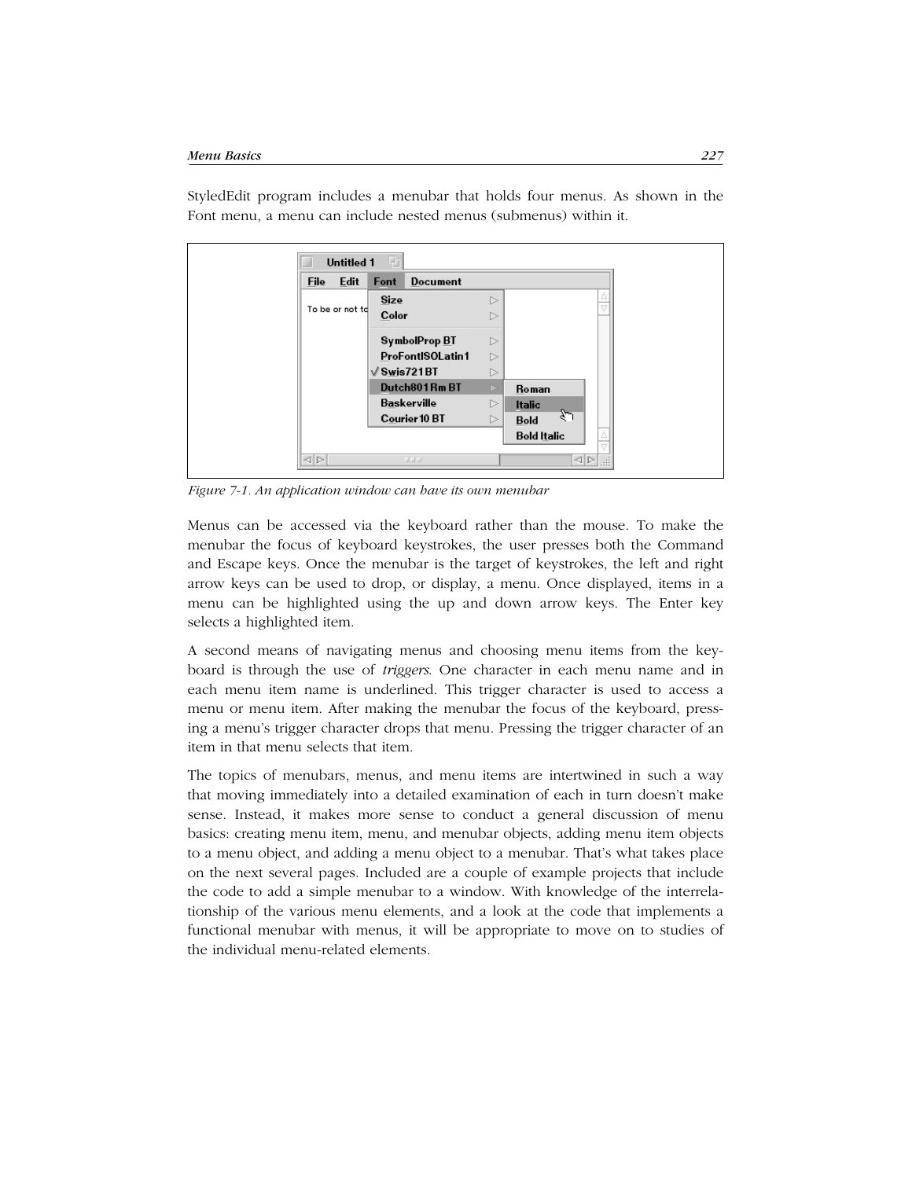StyledEdit program includes a menubar that holds four menus. As shown in the Font menu, a menu can include nested menus (submenus) within it.

*Figure 7-1. An application window can have its own menubar*

Menus can be accessed via the keyboard rather than the mouse. To make the menubar the focus of keyboard keystrokes, the user presses both the Command and Escape keys. Once the menubar is the target of keystrokes, the left and right arrow keys can be used to drop, or display, a menu. Once displayed, items in a menu can be highlighted using the up and down arrow keys. The Enter key selects a highlighted item.

A second means of navigating menus and choosing menu items from the keyboard is through the use of *triggers*. One character in each menu name and in each menu item name is underlined. This trigger character is used to access a menu or menu item. After making the menubar the focus of the keyboard, pressing a menu's trigger character drops that menu. Pressing the trigger character of an item in that menu selects that item.

The topics of menubars, menus, and menu items are intertwined in such a way that moving immediately into a detailed examination of each in turn doesn't make sense. Instead, it makes more sense to conduct a general discussion of menu basics: creating menu item, menu, and menubar objects, adding menu item objects to a menu object, and adding a menu object to a menubar. That's what takes place on the next several pages. Included are a couple of example projects that include the code to add a simple menubar to a window. With knowledge of the interrelationship of the various menu elements, and a look at the code that implements a functional menubar with menus, it will be appropriate to move on to studies of the individual menu-related elements.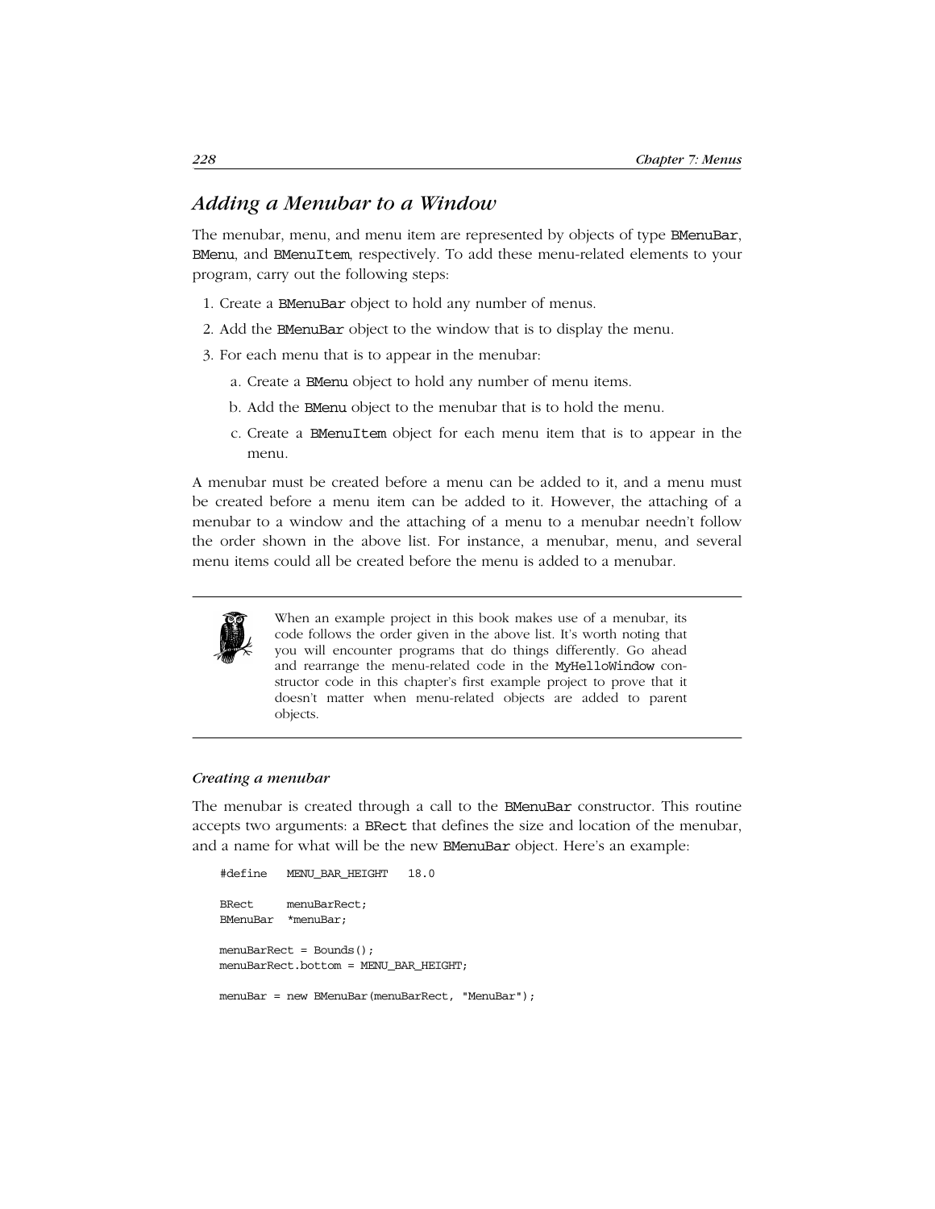## Adding a Menubar to a Window

The menubar, menu, and menu item are represented by objects of type `BMenuBar`, `BMenu`, and `BMenuItem`, respectively. To add these menu-related elements to your program, carry out the following steps:

1. Create a `BMenuBar` object to hold any number of menus.
2. Add the `BMenuBar` object to the window that is to display the menu.
3. For each menu that is to appear in the menubar:
   a. Create a `BMenu` object to hold any number of menu items.
   b. Add the `BMenu` object to the menubar that is to hold the menu.
   c. Create a `BMenuItem` object for each menu item that is to appear in the menu.

A menubar must be created before a menu can be added to it, and a menu must be created before a menu item can be added to it. However, the attaching of a menubar to a window and the attaching of a menu to a menubar needn't follow the order shown in the above list. For instance, a menubar, menu, and several menu items could all be created before the menu is added to a menubar.

> When an example project in this book makes use of a menubar, its code follows the order given in the above list. It's worth noting that you will encounter programs that do things differently. Go ahead and rearrange the menu-related code in the `MyHelloWindow` constructor code in this chapter's first example project to prove that it doesn't matter when menu-related objects are added to parent objects.

#### *Creating a menubar*

The menubar is created through a call to the `BMenuBar` constructor. This routine accepts two arguments: a `BRect` that defines the size and location of the menubar, and a name for what will be the new `BMenuBar` object. Here's an example:

```
#define   MENU_BAR_HEIGHT   18.0

BRect     menuBarRect;
BMenuBar  *menuBar;

menuBarRect = Bounds();
menuBarRect.bottom = MENU_BAR_HEIGHT;

menuBar = new BMenuBar(menuBarRect, "MenuBar");
```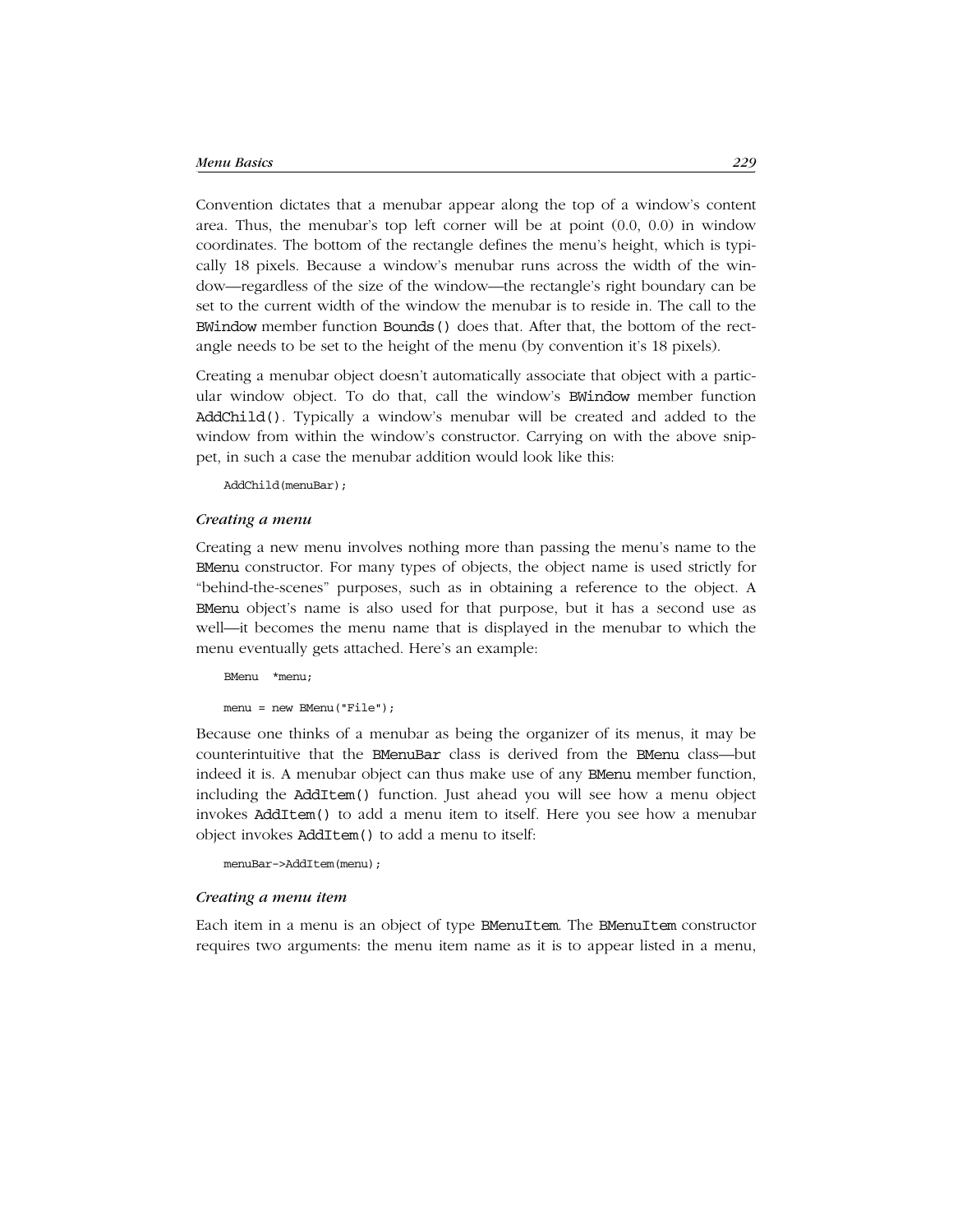Convention dictates that a menubar appear along the top of a window's content area. Thus, the menubar's top left corner will be at point (0.0, 0.0) in window coordinates. The bottom of the rectangle defines the menu's height, which is typically 18 pixels. Because a window's menubar runs across the width of the window—regardless of the size of the window—the rectangle's right boundary can be set to the current width of the window the menubar is to reside in. The call to the BWindow member function Bounds() does that. After that, the bottom of the rectangle needs to be set to the height of the menu (by convention it's 18 pixels).

Creating a menubar object doesn't automatically associate that object with a particular window object. To do that, call the window's BWindow member function AddChild(). Typically a window's menubar will be created and added to the window from within the window's constructor. Carrying on with the above snippet, in such a case the menubar addition would look like this:

```
AddChild(menuBar);
```

### *Creating a menu*

Creating a new menu involves nothing more than passing the menu's name to the BMenu constructor. For many types of objects, the object name is used strictly for "behind-the-scenes" purposes, such as in obtaining a reference to the object. A BMenu object's name is also used for that purpose, but it has a second use as well—it becomes the menu name that is displayed in the menubar to which the menu eventually gets attached. Here's an example:

```
BMenu  *menu;

menu = new BMenu("File");
```

Because one thinks of a menubar as being the organizer of its menus, it may be counterintuitive that the BMenuBar class is derived from the BMenu class—but indeed it is. A menubar object can thus make use of any BMenu member function, including the AddItem() function. Just ahead you will see how a menu object invokes AddItem() to add a menu item to itself. Here you see how a menubar object invokes AddItem() to add a menu to itself:

```
menuBar->AddItem(menu);
```

### *Creating a menu item*

Each item in a menu is an object of type BMenuItem. The BMenuItem constructor requires two arguments: the menu item name as it is to appear listed in a menu,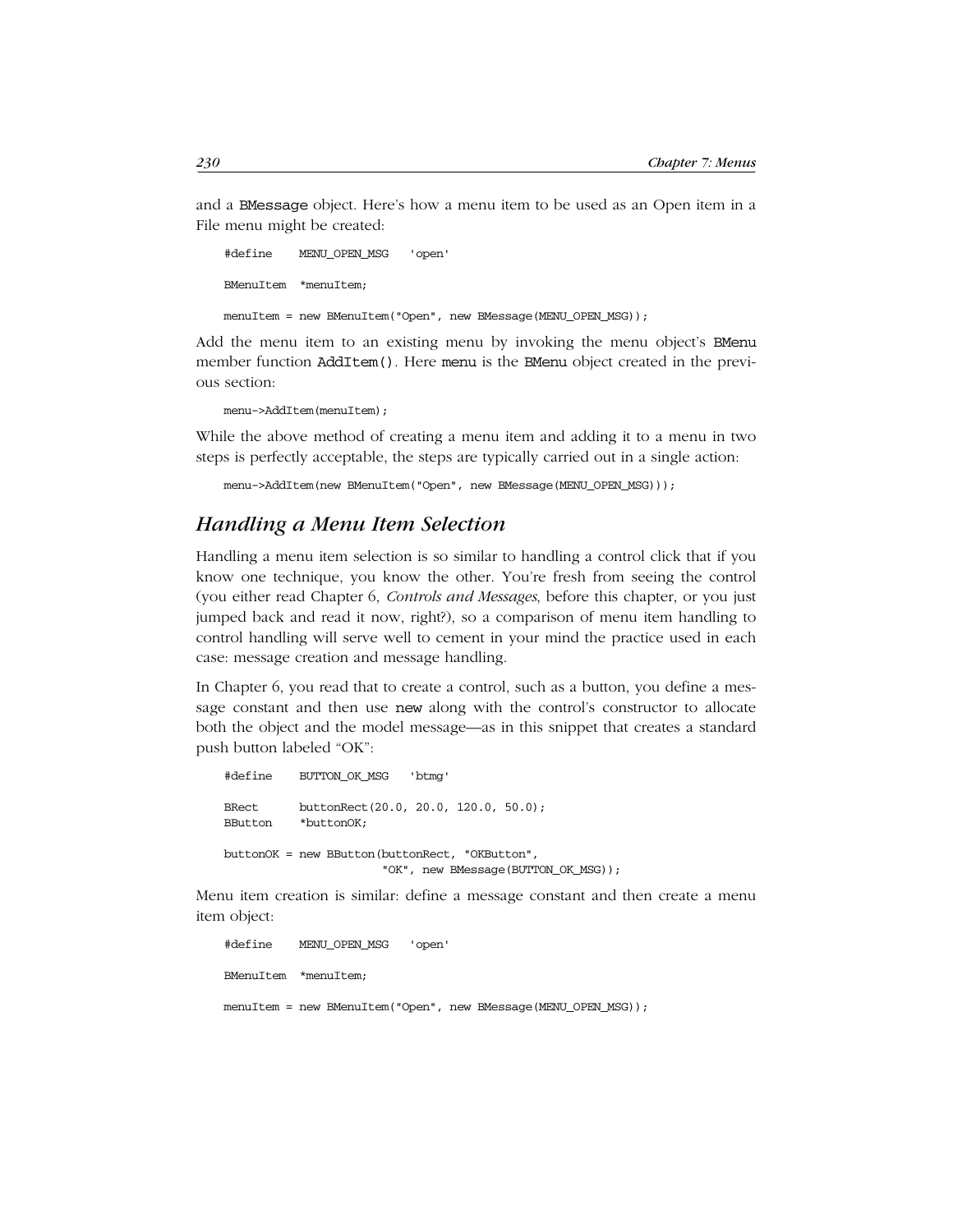and a BMessage object. Here's how a menu item to be used as an Open item in a File menu might be created:

```
#define    MENU_OPEN_MSG   'open'

BMenuItem  *menuItem;

menuItem = new BMenuItem("Open", new BMessage(MENU_OPEN_MSG));
```

Add the menu item to an existing menu by invoking the menu object's BMenu member function AddItem(). Here menu is the BMenu object created in the previous section:

```
menu->AddItem(menuItem);
```

While the above method of creating a menu item and adding it to a menu in two steps is perfectly acceptable, the steps are typically carried out in a single action:

```
menu->AddItem(new BMenuItem("Open", new BMessage(MENU_OPEN_MSG)));
```

## *Handling a Menu Item Selection*

Handling a menu item selection is so similar to handling a control click that if you know one technique, you know the other. You're fresh from seeing the control (you either read Chapter 6, *Controls and Messages*, before this chapter, or you just jumped back and read it now, right?), so a comparison of menu item handling to control handling will serve well to cement in your mind the practice used in each case: message creation and message handling.

In Chapter 6, you read that to create a control, such as a button, you define a message constant and then use new along with the control's constructor to allocate both the object and the model message—as in this snippet that creates a standard push button labeled "OK":

```
#define    BUTTON_OK_MSG   'btmg'

BRect      buttonRect(20.0, 20.0, 120.0, 50.0);
BButton    *buttonOK;

buttonOK = new BButton(buttonRect, "OKButton",
                       "OK", new BMessage(BUTTON_OK_MSG));
```

Menu item creation is similar: define a message constant and then create a menu item object:

```
#define    MENU_OPEN_MSG   'open'

BMenuItem  *menuItem;

menuItem = new BMenuItem("Open", new BMessage(MENU_OPEN_MSG));
```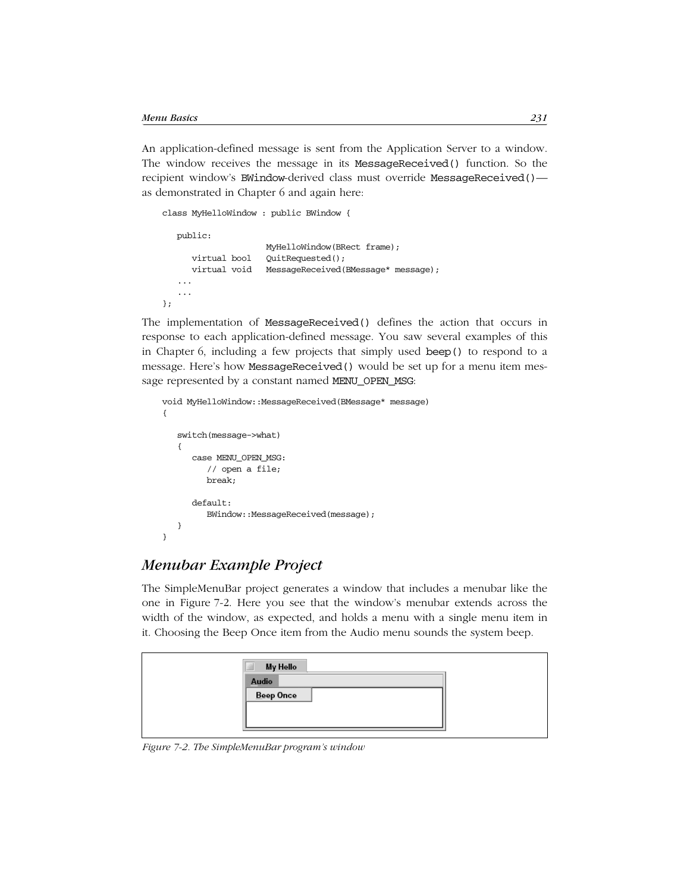An application-defined message is sent from the Application Server to a window. The window receives the message in its `MessageReceived()` function. So the recipient window's `BWindow`-derived class must override `MessageReceived()`—as demonstrated in Chapter 6 and again here:

```
class MyHelloWindow : public BWindow {

   public:
                    MyHelloWindow(BRect frame);
      virtual bool   QuitRequested();
      virtual void   MessageReceived(BMessage* message);
   ...
   ...
};
```

The implementation of `MessageReceived()` defines the action that occurs in response to each application-defined message. You saw several examples of this in Chapter 6, including a few projects that simply used `beep()` to respond to a message. Here's how `MessageReceived()` would be set up for a menu item message represented by a constant named `MENU_OPEN_MSG`:

```
void MyHelloWindow::MessageReceived(BMessage* message)
{

   switch(message->what)
   {
      case MENU_OPEN_MSG:
         // open a file;
         break;

      default:
         BWindow::MessageReceived(message);
   }
}
```

## *Menubar Example Project*

The SimpleMenuBar project generates a window that includes a menubar like the one in Figure 7-2. Here you see that the window's menubar extends across the width of the window, as expected, and holds a menu with a single menu item in it. Choosing the Beep Once item from the Audio menu sounds the system beep.

My Hello

Audio

Beep Once

*Figure 7-2. The SimpleMenuBar program's window*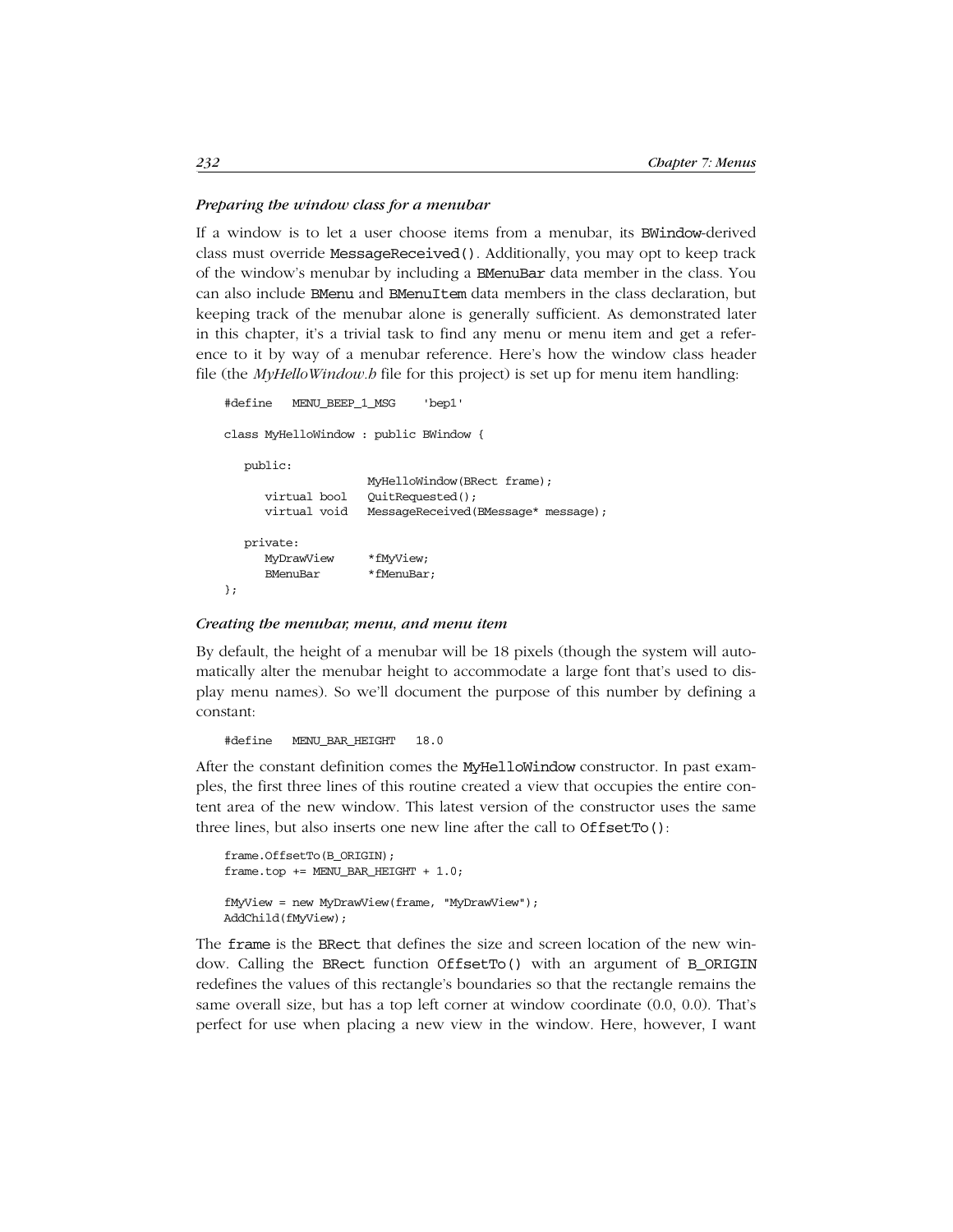### *Preparing the window class for a menubar*

If a window is to let a user choose items from a menubar, its BWindow-derived class must override MessageReceived(). Additionally, you may opt to keep track of the window's menubar by including a BMenuBar data member in the class. You can also include BMenu and BMenuItem data members in the class declaration, but keeping track of the menubar alone is generally sufficient. As demonstrated later in this chapter, it's a trivial task to find any menu or menu item and get a reference to it by way of a menubar reference. Here's how the window class header file (the *MyHelloWindow.h* file for this project) is set up for menu item handling:

```
#define   MENU_BEEP_1_MSG    'bep1'

class MyHelloWindow : public BWindow {

   public:
                    MyHelloWindow(BRect frame);
      virtual bool  QuitRequested();
      virtual void  MessageReceived(BMessage* message);

   private:
      MyDrawView    *fMyView;
      BMenuBar      *fMenuBar;
};
```

### *Creating the menubar, menu, and menu item*

By default, the height of a menubar will be 18 pixels (though the system will automatically alter the menubar height to accommodate a large font that's used to display menu names). So we'll document the purpose of this number by defining a constant:

```
#define   MENU_BAR_HEIGHT   18.0
```

After the constant definition comes the MyHelloWindow constructor. In past examples, the first three lines of this routine created a view that occupies the entire content area of the new window. This latest version of the constructor uses the same three lines, but also inserts one new line after the call to OffsetTo():

```
frame.OffsetTo(B_ORIGIN);
frame.top += MENU_BAR_HEIGHT + 1.0;

fMyView = new MyDrawView(frame, "MyDrawView");
AddChild(fMyView);
```

The frame is the BRect that defines the size and screen location of the new window. Calling the BRect function OffsetTo() with an argument of B_ORIGIN redefines the values of this rectangle's boundaries so that the rectangle remains the same overall size, but has a top left corner at window coordinate (0.0, 0.0). That's perfect for use when placing a new view in the window. Here, however, I want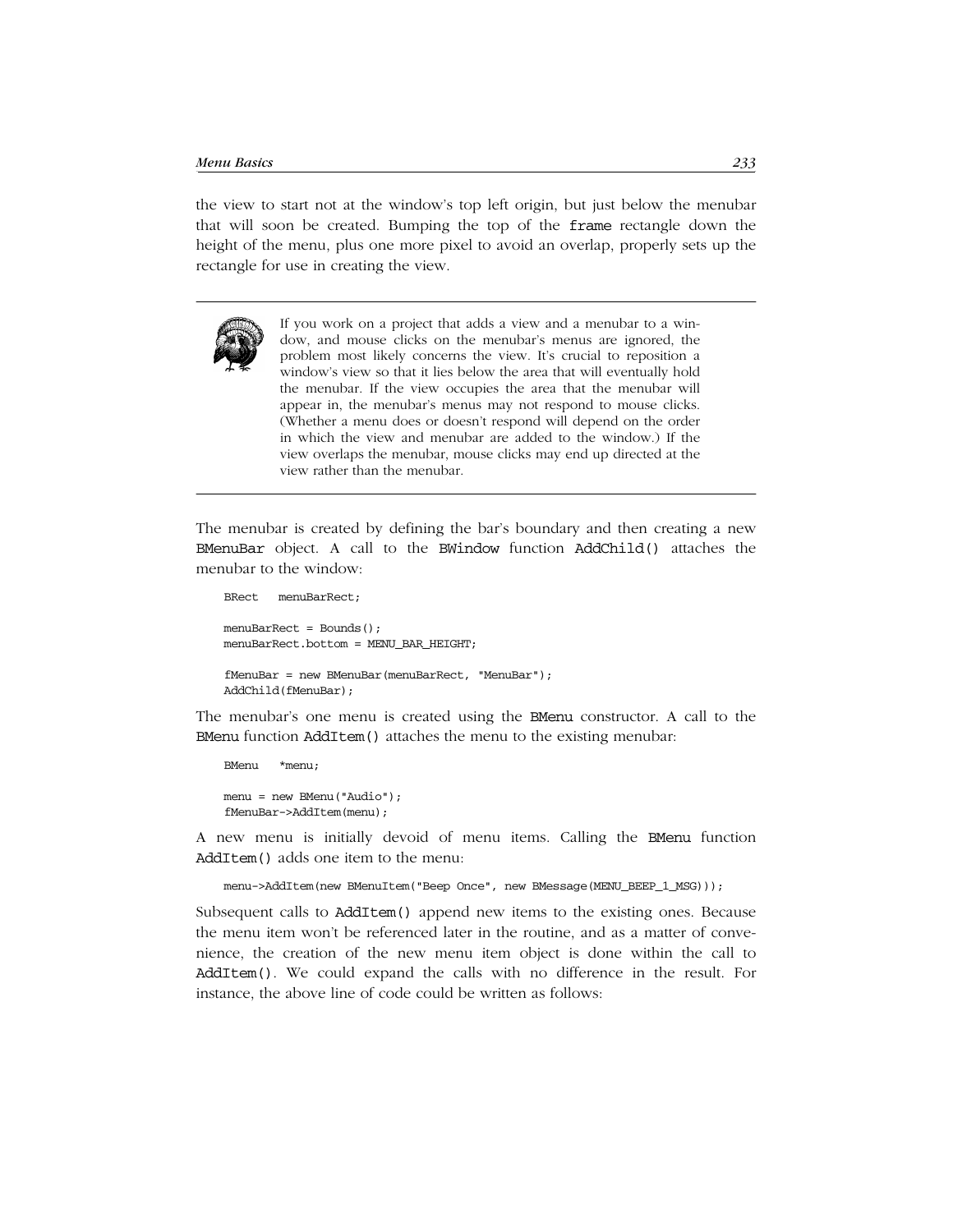the view to start not at the window's top left origin, but just below the menubar that will soon be created. Bumping the top of the `frame` rectangle down the height of the menu, plus one more pixel to avoid an overlap, properly sets up the rectangle for use in creating the view.

---

> If you work on a project that adds a view and a menubar to a window, and mouse clicks on the menubar's menus are ignored, the problem most likely concerns the view. It's crucial to reposition a window's view so that it lies below the area that will eventually hold the menubar. If the view occupies the area that the menubar will appear in, the menubar's menus may not respond to mouse clicks. (Whether a menu does or doesn't respond will depend on the order in which the view and menubar are added to the window.) If the view overlaps the menubar, mouse clicks may end up directed at the view rather than the menubar.

---

The menubar is created by defining the bar's boundary and then creating a new `BMenuBar` object. A call to the `BWindow` function `AddChild()` attaches the menubar to the window:

```
BRect   menuBarRect;

menuBarRect = Bounds();
menuBarRect.bottom = MENU_BAR_HEIGHT;

fMenuBar = new BMenuBar(menuBarRect, "MenuBar");
AddChild(fMenuBar);
```

The menubar's one menu is created using the `BMenu` constructor. A call to the `BMenu` function `AddItem()` attaches the menu to the existing menubar:

```
BMenu   *menu;

menu = new BMenu("Audio");
fMenuBar->AddItem(menu);
```

A new menu is initially devoid of menu items. Calling the `BMenu` function `AddItem()` adds one item to the menu:

```
menu->AddItem(new BMenuItem("Beep Once", new BMessage(MENU_BEEP_1_MSG)));
```

Subsequent calls to `AddItem()` append new items to the existing ones. Because the menu item won't be referenced later in the routine, and as a matter of convenience, the creation of the new menu item object is done within the call to `AddItem()`. We could expand the calls with no difference in the result. For instance, the above line of code could be written as follows: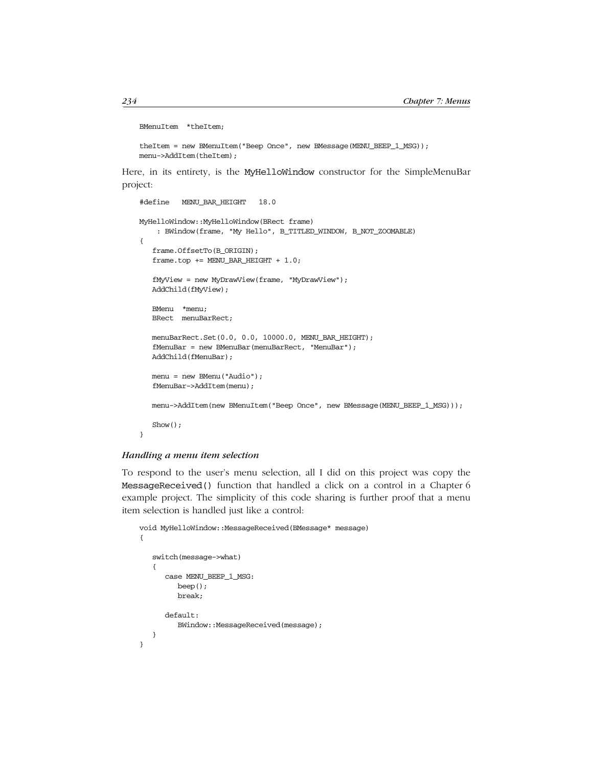```
BMenuItem  *theItem;

theItem = new BMenuItem("Beep Once", new BMessage(MENU_BEEP_1_MSG));
menu->AddItem(theItem);
```

Here, in its entirety, is the MyHelloWindow constructor for the SimpleMenuBar project:

```
#define   MENU_BAR_HEIGHT   18.0

MyHelloWindow::MyHelloWindow(BRect frame)
     : BWindow(frame, "My Hello", B_TITLED_WINDOW, B_NOT_ZOOMABLE)
{
   frame.OffsetTo(B_ORIGIN);
   frame.top += MENU_BAR_HEIGHT + 1.0;

   fMyView = new MyDrawView(frame, "MyDrawView");
   AddChild(fMyView);

   BMenu  *menu;
   BRect  menuBarRect;

   menuBarRect.Set(0.0, 0.0, 10000.0, MENU_BAR_HEIGHT);
   fMenuBar = new BMenuBar(menuBarRect, "MenuBar");
   AddChild(fMenuBar);

   menu = new BMenu("Audio");
   fMenuBar->AddItem(menu);

   menu->AddItem(new BMenuItem("Beep Once", new BMessage(MENU_BEEP_1_MSG)));

   Show();
}
```

### *Handling a menu item selection*

To respond to the user's menu selection, all I did on this project was copy the MessageReceived() function that handled a click on a control in a Chapter 6 example project. The simplicity of this code sharing is further proof that a menu item selection is handled just like a control:

```
void MyHelloWindow::MessageReceived(BMessage* message)
{

   switch(message->what)
   {
      case MENU_BEEP_1_MSG:
         beep();
         break;

      default:
         BWindow::MessageReceived(message);
   }
}
```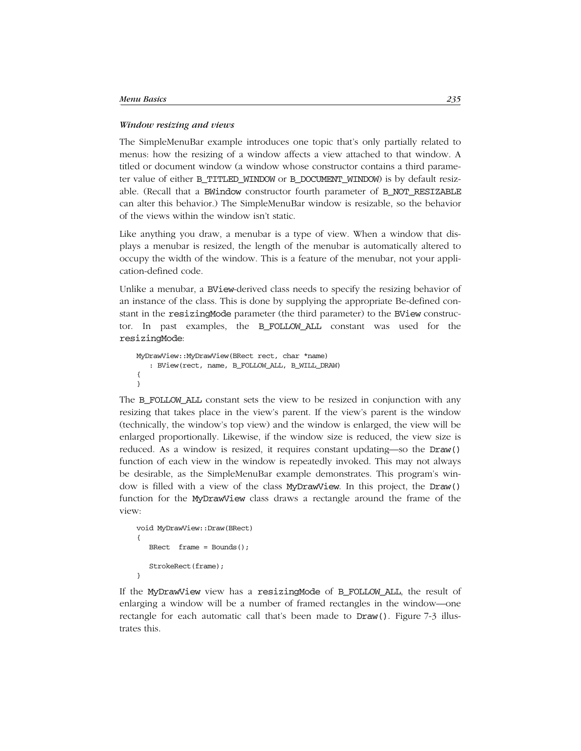### *Window resizing and views*

The SimpleMenuBar example introduces one topic that's only partially related to menus: how the resizing of a window affects a view attached to that window. A titled or document window (a window whose constructor contains a third parameter value of either B_TITLED_WINDOW or B_DOCUMENT_WINDOW) is by default resizable. (Recall that a BWindow constructor fourth parameter of B_NOT_RESIZABLE can alter this behavior.) The SimpleMenuBar window is resizable, so the behavior of the views within the window isn't static.

Like anything you draw, a menubar is a type of view. When a window that displays a menubar is resized, the length of the menubar is automatically altered to occupy the width of the window. This is a feature of the menubar, not your application-defined code.

Unlike a menubar, a BView-derived class needs to specify the resizing behavior of an instance of the class. This is done by supplying the appropriate Be-defined constant in the resizingMode parameter (the third parameter) to the BView constructor. In past examples, the B_FOLLOW_ALL constant was used for the resizingMode:

```
MyDrawView::MyDrawView(BRect rect, char *name)
   : BView(rect, name, B_FOLLOW_ALL, B_WILL_DRAW)
{
}
```

The B_FOLLOW_ALL constant sets the view to be resized in conjunction with any resizing that takes place in the view's parent. If the view's parent is the window (technically, the window's top view) and the window is enlarged, the view will be enlarged proportionally. Likewise, if the window size is reduced, the view size is reduced. As a window is resized, it requires constant updating—so the Draw() function of each view in the window is repeatedly invoked. This may not always be desirable, as the SimpleMenuBar example demonstrates. This program's window is filled with a view of the class MyDrawView. In this project, the Draw() function for the MyDrawView class draws a rectangle around the frame of the view:

```
void MyDrawView::Draw(BRect)
{
   BRect  frame = Bounds();

   StrokeRect(frame);
}
```

If the MyDrawView view has a resizingMode of B_FOLLOW_ALL, the result of enlarging a window will be a number of framed rectangles in the window—one rectangle for each automatic call that's been made to Draw(). Figure 7-3 illustrates this.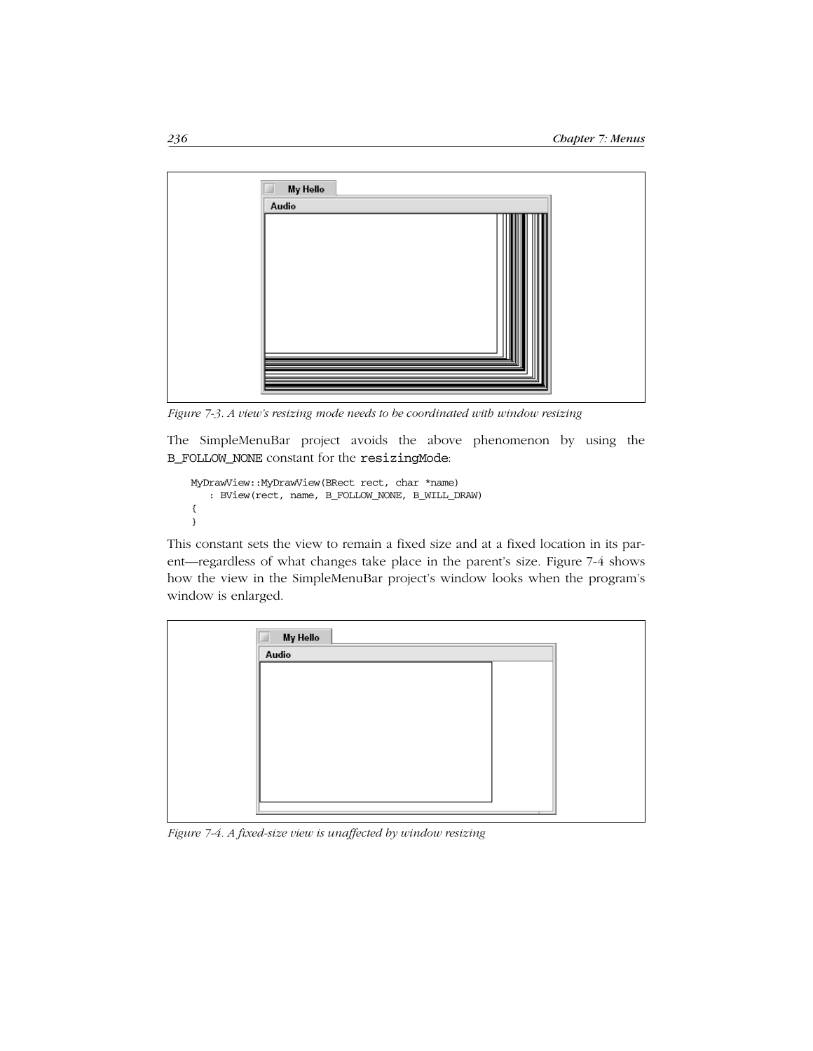Figure 7-3. A view's resizing mode needs to be coordinated with window resizing

The SimpleMenuBar project avoids the above phenomenon by using the B_FOLLOW_NONE constant for the resizingMode:

```
MyDrawView::MyDrawView(BRect rect, char *name)
   : BView(rect, name, B_FOLLOW_NONE, B_WILL_DRAW)
{
}
```

This constant sets the view to remain a fixed size and at a fixed location in its parent—regardless of what changes take place in the parent's size. Figure 7-4 shows how the view in the SimpleMenuBar project's window looks when the program's window is enlarged.

Figure 7-4. A fixed-size view is unaffected by window resizing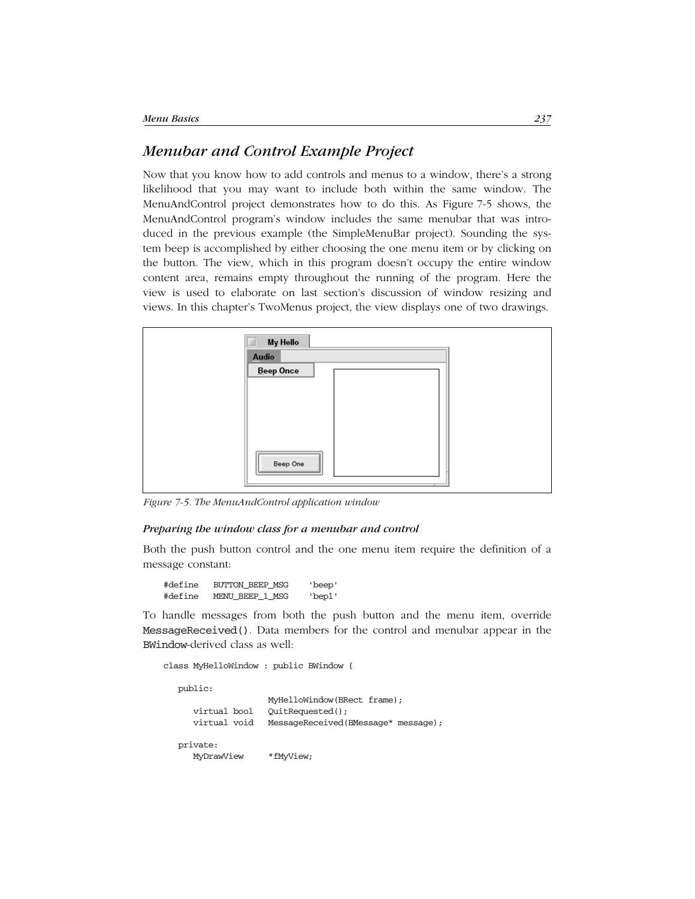## Menubar and Control Example Project

Now that you know how to add controls and menus to a window, there's a strong likelihood that you may want to include both within the same window. The MenuAndControl project demonstrates how to do this. As Figure 7-5 shows, the MenuAndControl program's window includes the same menubar that was introduced in the previous example (the SimpleMenuBar project). Sounding the system beep is accomplished by either choosing the one menu item or by clicking on the button. The view, which in this program doesn't occupy the entire window content area, remains empty throughout the running of the program. Here the view is used to elaborate on last section's discussion of window resizing and views. In this chapter's TwoMenus project, the view displays one of two drawings.

My Hello
Audio
Beep Once
Beep One

*Figure 7-5. The MenuAndControl application window*

### *Preparing the window class for a menubar and control*

Both the push button control and the one menu item require the definition of a message constant:

```
#define   BUTTON_BEEP_MSG    'beep'
#define   MENU_BEEP_1_MSG    'bep1'
```

To handle messages from both the push button and the menu item, override `MessageReceived()`. Data members for the control and menubar appear in the `BWindow`-derived class as well:

```
class MyHelloWindow : public BWindow {

   public:
                     MyHelloWindow(BRect frame);
      virtual bool   QuitRequested();
      virtual void   MessageReceived(BMessage* message);

   private:
      MyDrawView     *fMyView;
```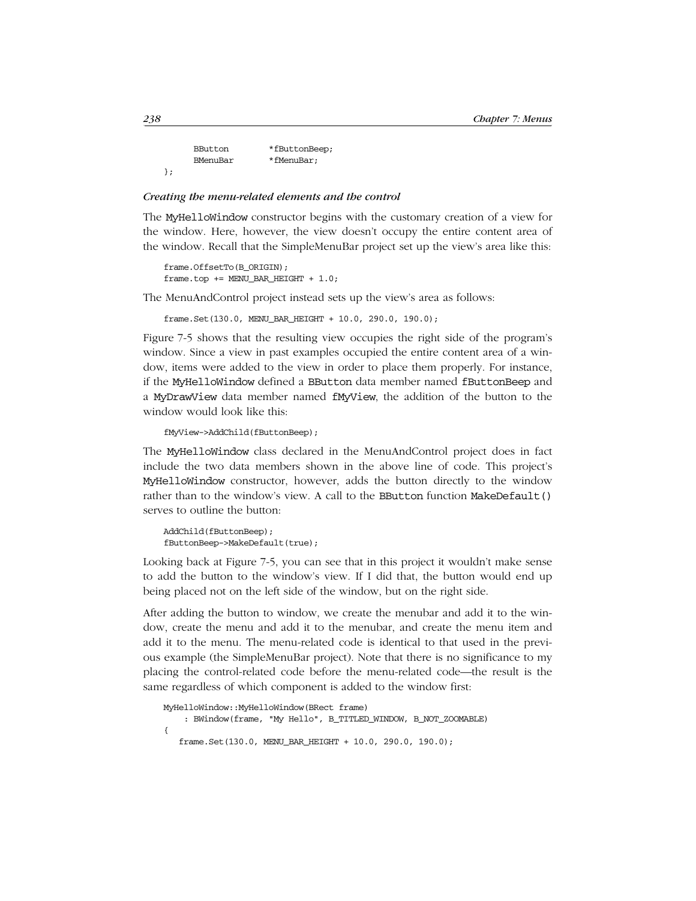```
        BButton        *fButtonBeep;
        BMenuBar       *fMenuBar;
};
```

#### *Creating the menu-related elements and the control*

The MyHelloWindow constructor begins with the customary creation of a view for the window. Here, however, the view doesn't occupy the entire content area of the window. Recall that the SimpleMenuBar project set up the view's area like this:

```
frame.OffsetTo(B_ORIGIN);
frame.top += MENU_BAR_HEIGHT + 1.0;
```

The MenuAndControl project instead sets up the view's area as follows:

```
frame.Set(130.0, MENU_BAR_HEIGHT + 10.0, 290.0, 190.0);
```

Figure 7-5 shows that the resulting view occupies the right side of the program's window. Since a view in past examples occupied the entire content area of a window, items were added to the view in order to place them properly. For instance, if the MyHelloWindow defined a BButton data member named fButtonBeep and a MyDrawView data member named fMyView, the addition of the button to the window would look like this:

```
fMyView->AddChild(fButtonBeep);
```

The MyHelloWindow class declared in the MenuAndControl project does in fact include the two data members shown in the above line of code. This project's MyHelloWindow constructor, however, adds the button directly to the window rather than to the window's view. A call to the BButton function MakeDefault() serves to outline the button:

```
AddChild(fButtonBeep);
fButtonBeep->MakeDefault(true);
```

Looking back at Figure 7-5, you can see that in this project it wouldn't make sense to add the button to the window's view. If I did that, the button would end up being placed not on the left side of the window, but on the right side.

After adding the button to window, we create the menubar and add it to the window, create the menu and add it to the menubar, and create the menu item and add it to the menu. The menu-related code is identical to that used in the previous example (the SimpleMenuBar project). Note that there is no significance to my placing the control-related code before the menu-related code—the result is the same regardless of which component is added to the window first:

```
MyHelloWindow::MyHelloWindow(BRect frame)
     : BWindow(frame, "My Hello", B_TITLED_WINDOW, B_NOT_ZOOMABLE)
{
   frame.Set(130.0, MENU_BAR_HEIGHT + 10.0, 290.0, 190.0);
```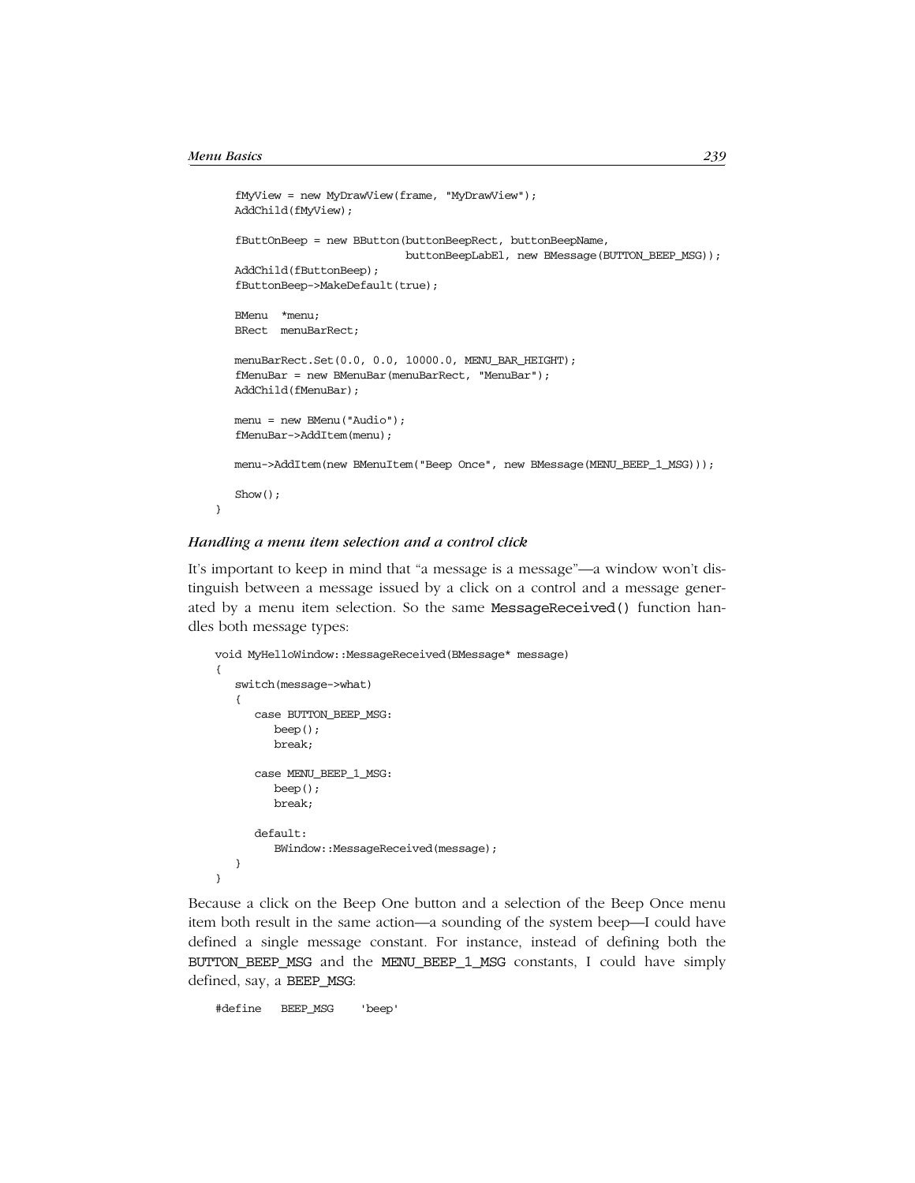```
   fMyView = new MyDrawView(frame, "MyDrawView");
   AddChild(fMyView);

   fButtonBeep = new BButton(buttonBeepRect, buttonBeepName,
                             buttonBeepLabel, new BMessage(BUTTON_BEEP_MSG));
   AddChild(fButtonBeep);
   fButtonBeep->MakeDefault(true);

   BMenu  *menu;
   BRect  menuBarRect;

   menuBarRect.Set(0.0, 0.0, 10000.0, MENU_BAR_HEIGHT);
   fMenuBar = new BMenuBar(menuBarRect, "MenuBar");
   AddChild(fMenuBar);

   menu = new BMenu("Audio");
   fMenuBar->AddItem(menu);

   menu->AddItem(new BMenuItem("Beep Once", new BMessage(MENU_BEEP_1_MSG)));

   Show();
}
```

### *Handling a menu item selection and a control click*

It's important to keep in mind that "a message is a message"—a window won't distinguish between a message issued by a click on a control and a message generated by a menu item selection. So the same `MessageReceived()` function handles both message types:

```
void MyHelloWindow::MessageReceived(BMessage* message)
{
   switch(message->what)
   {
      case BUTTON_BEEP_MSG:
         beep();
         break;

      case MENU_BEEP_1_MSG:
         beep();
         break;

      default:
         BWindow::MessageReceived(message);
   }
}
```

Because a click on the Beep One button and a selection of the Beep Once menu item both result in the same action—a sounding of the system beep—I could have defined a single message constant. For instance, instead of defining both the `BUTTON_BEEP_MSG` and the `MENU_BEEP_1_MSG` constants, I could have simply defined, say, a `BEEP_MSG`:

```
#define   BEEP_MSG    'beep'
```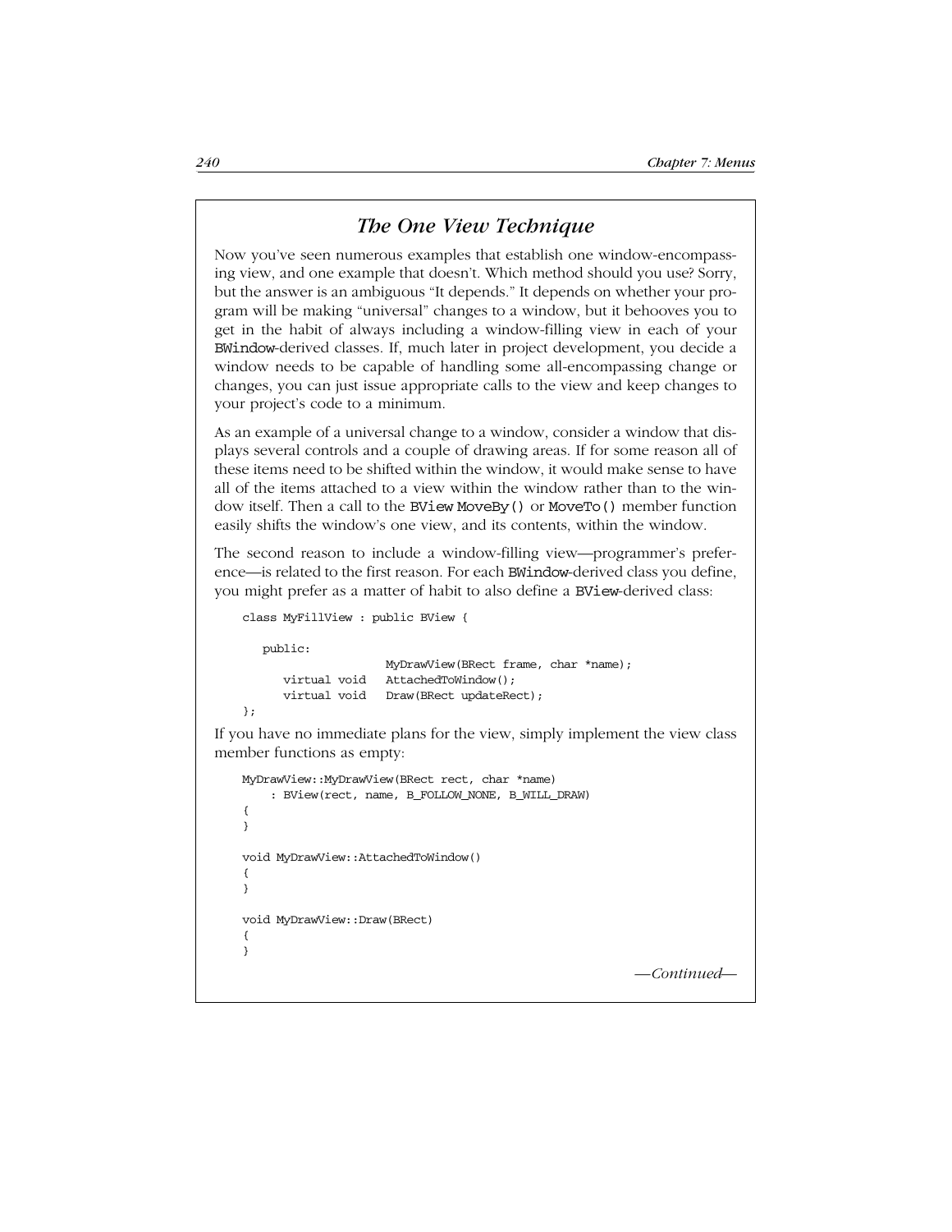## The One View Technique

Now you've seen numerous examples that establish one window-encompassing view, and one example that doesn't. Which method should you use? Sorry, but the answer is an ambiguous "It depends." It depends on whether your program will be making "universal" changes to a window, but it behooves you to get in the habit of always including a window-filling view in each of your BWindow-derived classes. If, much later in project development, you decide a window needs to be capable of handling some all-encompassing change or changes, you can just issue appropriate calls to the view and keep changes to your project's code to a minimum.

As an example of a universal change to a window, consider a window that displays several controls and a couple of drawing areas. If for some reason all of these items need to be shifted within the window, it would make sense to have all of the items attached to a view within the window rather than to the window itself. Then a call to the BView MoveBy() or MoveTo() member function easily shifts the window's one view, and its contents, within the window.

The second reason to include a window-filling view—programmer's preference—is related to the first reason. For each BWindow-derived class you define, you might prefer as a matter of habit to also define a BView-derived class:

```
class MyFillView : public BView {

   public:
                    MyDrawView(BRect frame, char *name);
      virtual void   AttachedToWindow();
      virtual void   Draw(BRect updateRect);
};
```

If you have no immediate plans for the view, simply implement the view class member functions as empty:

```
MyDrawView::MyDrawView(BRect rect, char *name)
    : BView(rect, name, B_FOLLOW_NONE, B_WILL_DRAW)
{
}

void MyDrawView::AttachedToWindow()
{
}

void MyDrawView::Draw(BRect)
{
}
```

*—Continued—*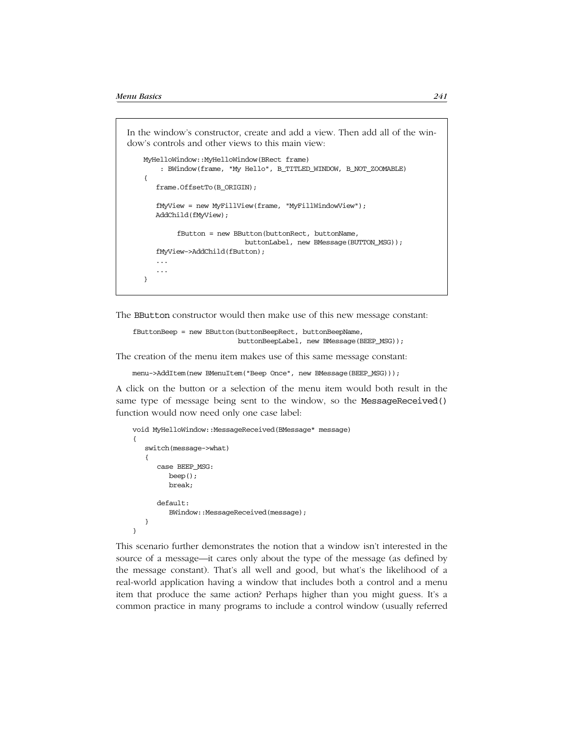> In the window's constructor, create and add a view. Then add all of the window's controls and other views to this main view:
>
> ```
> MyHelloWindow::MyHelloWindow(BRect frame)
>      : BWindow(frame, "My Hello", B_TITLED_WINDOW, B_NOT_ZOOMABLE)
> {
>    frame.OffsetTo(B_ORIGIN);
>
>    fMyView = new MyFillView(frame, "MyFillWindowView");
>    AddChild(fMyView);
>
>          fButton = new BButton(buttonRect, buttonName,
>                          buttonLabel, new BMessage(BUTTON_MSG));
>    fMyView->AddChild(fButton);
>    ...
>    ...
> }
> ```

The BButton constructor would then make use of this new message constant:

```
fButtonBeep = new BButton(buttonBeepRect, buttonBeepName,
                          buttonBeepLabel, new BMessage(BEEP_MSG));
```

The creation of the menu item makes use of this same message constant:

```
menu->AddItem(new BMenuItem("Beep Once", new BMessage(BEEP_MSG)));
```

A click on the button or a selection of the menu item would both result in the same type of message being sent to the window, so the MessageReceived() function would now need only one case label:

```
void MyHelloWindow::MessageReceived(BMessage* message)
{
   switch(message->what)
   {
      case BEEP_MSG:
         beep();
         break;

      default:
         BWindow::MessageReceived(message);
   }
}
```

This scenario further demonstrates the notion that a window isn't interested in the source of a message—it cares only about the type of the message (as defined by the message constant). That's all well and good, but what's the likelihood of a real-world application having a window that includes both a control and a menu item that produce the same action? Perhaps higher than you might guess. It's a common practice in many programs to include a control window (usually referred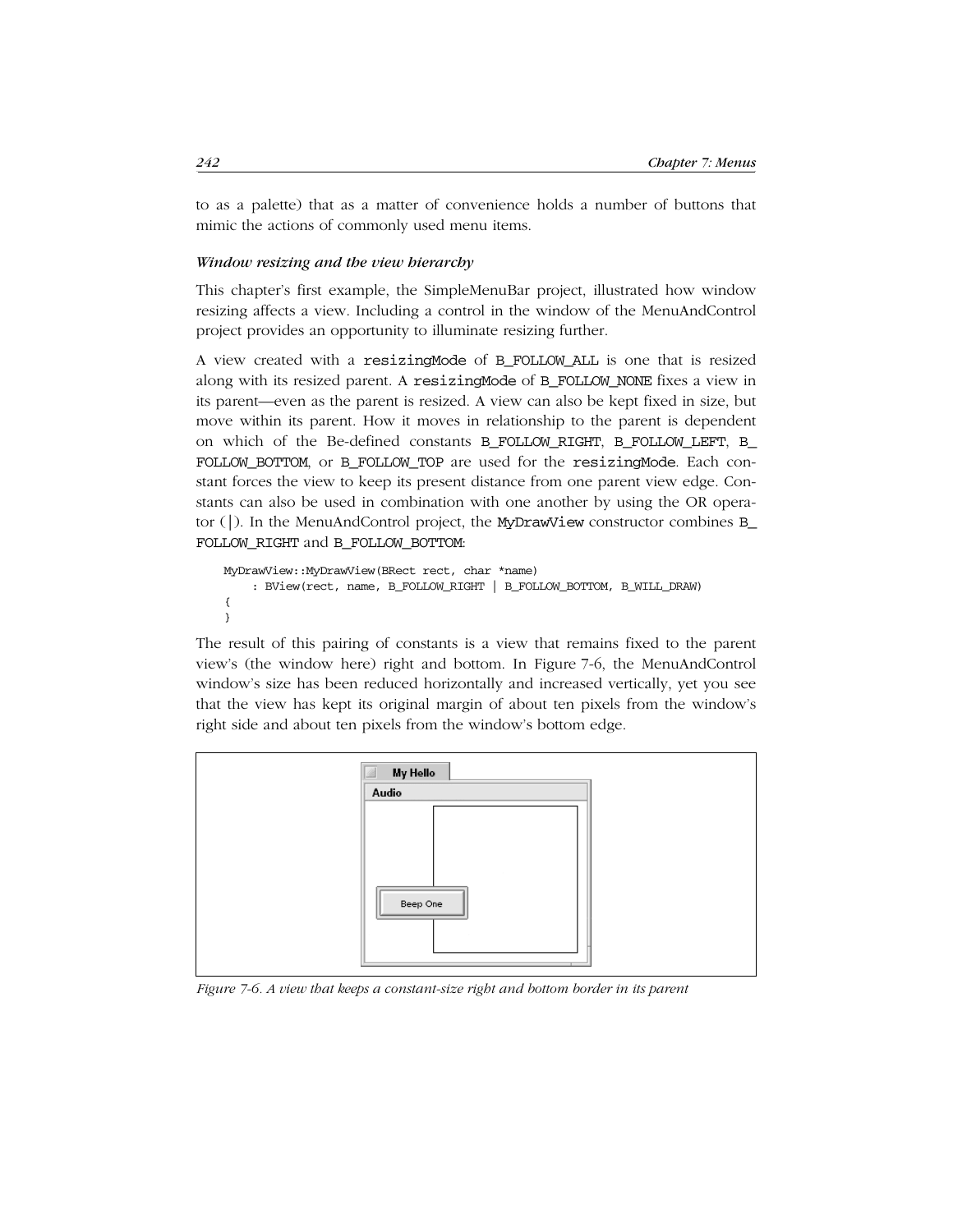to as a palette) that as a matter of convenience holds a number of buttons that mimic the actions of commonly used menu items.

### *Window resizing and the view hierarchy*

This chapter's first example, the SimpleMenuBar project, illustrated how window resizing affects a view. Including a control in the window of the MenuAndControl project provides an opportunity to illuminate resizing further.

A view created with a `resizingMode` of `B_FOLLOW_ALL` is one that is resized along with its resized parent. A `resizingMode` of `B_FOLLOW_NONE` fixes a view in its parent—even as the parent is resized. A view can also be kept fixed in size, but move within its parent. How it moves in relationship to the parent is dependent on which of the Be-defined constants `B_FOLLOW_RIGHT`, `B_FOLLOW_LEFT`, `B_FOLLOW_BOTTOM`, or `B_FOLLOW_TOP` are used for the `resizingMode`. Each constant forces the view to keep its present distance from one parent view edge. Constants can also be used in combination with one another by using the OR operator (`|`). In the MenuAndControl project, the `MyDrawView` constructor combines `B_FOLLOW_RIGHT` and `B_FOLLOW_BOTTOM`:

```
MyDrawView::MyDrawView(BRect rect, char *name)
    : BView(rect, name, B_FOLLOW_RIGHT | B_FOLLOW_BOTTOM, B_WILL_DRAW)
{
}
```

The result of this pairing of constants is a view that remains fixed to the parent view's (the window here) right and bottom. In Figure 7-6, the MenuAndControl window's size has been reduced horizontally and increased vertically, yet you see that the view has kept its original margin of about ten pixels from the window's right side and about ten pixels from the window's bottom edge.

My Hello

Audio

Beep One

*Figure 7-6. A view that keeps a constant-size right and bottom border in its parent*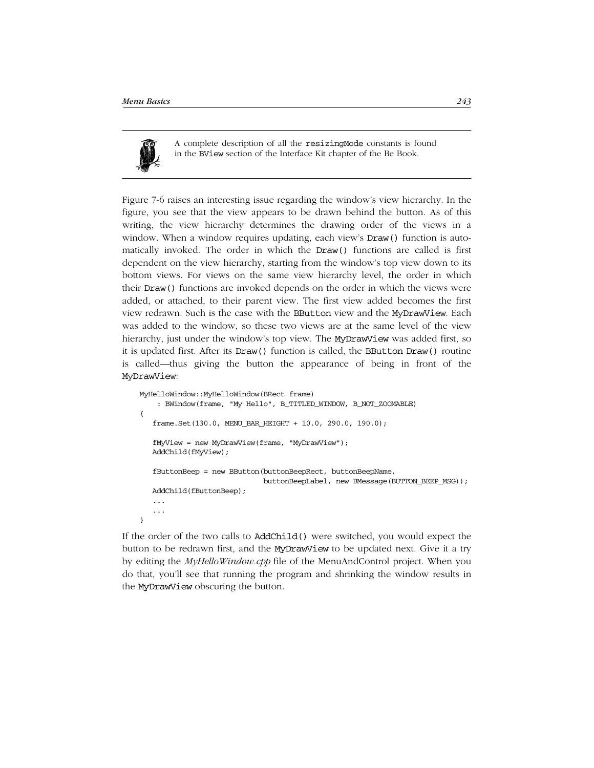A complete description of all the `resizingMode` constants is found in the `BView` section of the Interface Kit chapter of the Be Book.

Figure 7-6 raises an interesting issue regarding the window's view hierarchy. In the figure, you see that the view appears to be drawn behind the button. As of this writing, the view hierarchy determines the drawing order of the views in a window. When a window requires updating, each view's `Draw()` function is automatically invoked. The order in which the `Draw()` functions are called is first dependent on the view hierarchy, starting from the window's top view down to its bottom views. For views on the same view hierarchy level, the order in which their `Draw()` functions are invoked depends on the order in which the views were added, or attached, to their parent view. The first view added becomes the first view redrawn. Such is the case with the `BButton` view and the `MyDrawView`. Each was added to the window, so these two views are at the same level of the view hierarchy, just under the window's top view. The `MyDrawView` was added first, so it is updated first. After its `Draw()` function is called, the `BButton Draw()` routine is called—thus giving the button the appearance of being in front of the `MyDrawView`:

```
MyHelloWindow::MyHelloWindow(BRect frame)
     : BWindow(frame, "My Hello", B_TITLED_WINDOW, B_NOT_ZOOMABLE)
{
   frame.Set(130.0, MENU_BAR_HEIGHT + 10.0, 290.0, 190.0);

   fMyView = new MyDrawView(frame, "MyDrawView");
   AddChild(fMyView);

   fButtonBeep = new BButton(buttonBeepRect, buttonBeepName,
                             buttonBeepLabel, new BMessage(BUTTON_BEEP_MSG));
   AddChild(fButtonBeep);
   ...
   ...
}
```

If the order of the two calls to `AddChild()` were switched, you would expect the button to be redrawn first, and the `MyDrawView` to be updated next. Give it a try by editing the *MyHelloWindow.cpp* file of the MenuAndControl project. When you do that, you'll see that running the program and shrinking the window results in the `MyDrawView` obscuring the button.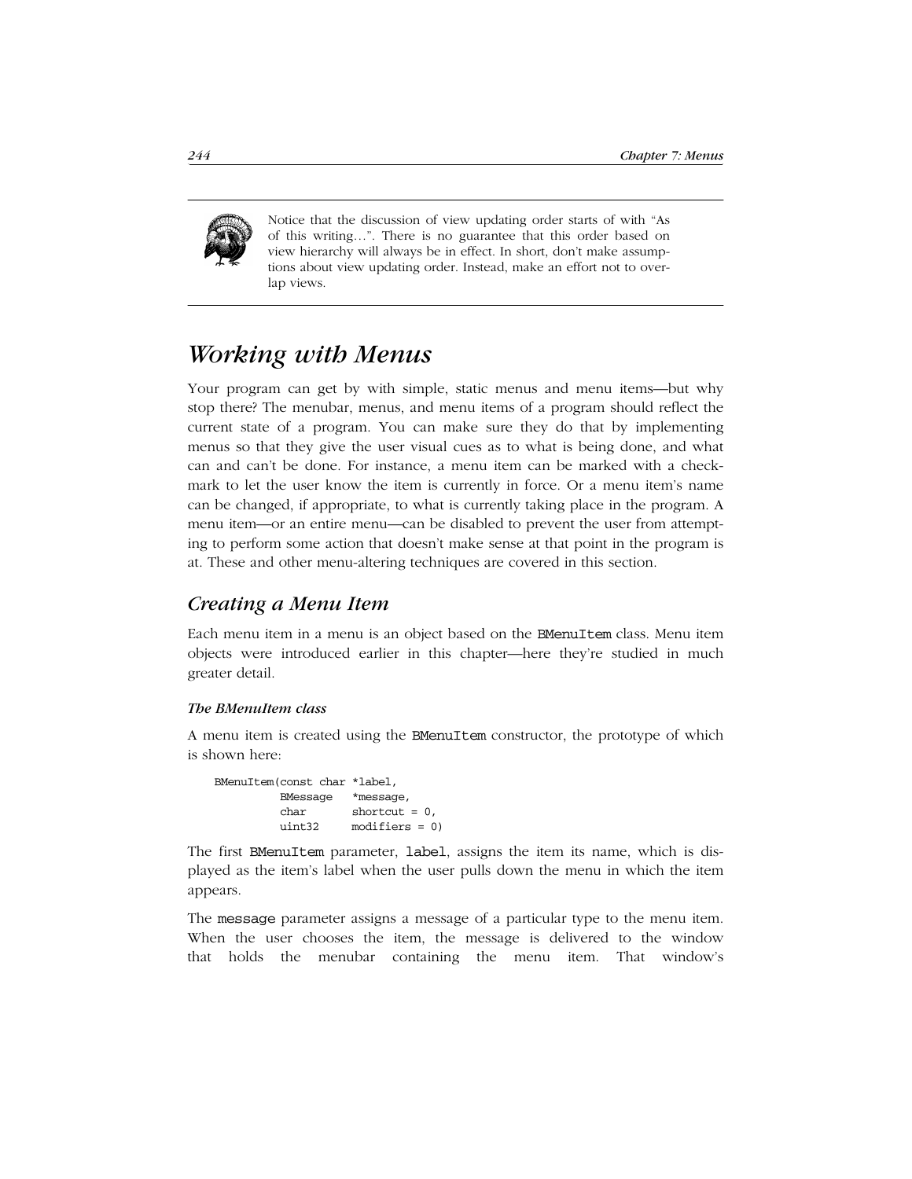Notice that the discussion of view updating order starts of with "As of this writing…". There is no guarantee that this order based on view hierarchy will always be in effect. In short, don't make assumptions about view updating order. Instead, make an effort not to overlap views.

# Working with Menus

Your program can get by with simple, static menus and menu items—but why stop there? The menubar, menus, and menu items of a program should reflect the current state of a program. You can make sure they do that by implementing menus so that they give the user visual cues as to what is being done, and what can and can't be done. For instance, a menu item can be marked with a checkmark to let the user know the item is currently in force. Or a menu item's name can be changed, if appropriate, to what is currently taking place in the program. A menu item—or an entire menu—can be disabled to prevent the user from attempting to perform some action that doesn't make sense at that point in the program is at. These and other menu-altering techniques are covered in this section.

## Creating a Menu Item

Each menu item in a menu is an object based on the `BMenuItem` class. Menu item objects were introduced earlier in this chapter—here they're studied in much greater detail.

### The BMenuItem class

A menu item is created using the `BMenuItem` constructor, the prototype of which is shown here:

```
BMenuItem(const char *label,
          BMessage   *message,
          char       shortcut = 0,
          uint32     modifiers = 0)
```

The first `BMenuItem` parameter, `label`, assigns the item its name, which is displayed as the item's label when the user pulls down the menu in which the item appears.

The `message` parameter assigns a message of a particular type to the menu item. When the user chooses the item, the message is delivered to the window that holds the menubar containing the menu item. That window's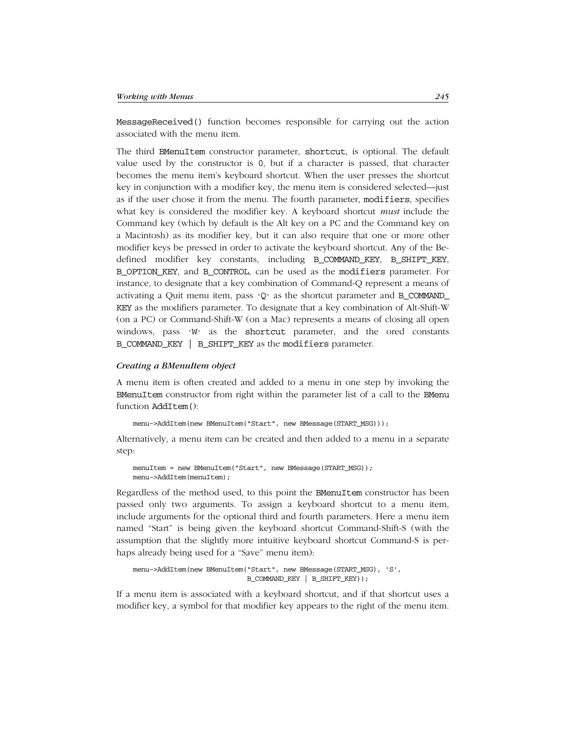MessageReceived() function becomes responsible for carrying out the action associated with the menu item.

The third BMenuItem constructor parameter, shortcut, is optional. The default value used by the constructor is 0, but if a character is passed, that character becomes the menu item's keyboard shortcut. When the user presses the shortcut key in conjunction with a modifier key, the menu item is considered selected—just as if the user chose it from the menu. The fourth parameter, modifiers, specifies what key is considered the modifier key. A keyboard shortcut *must* include the Command key (which by default is the Alt key on a PC and the Command key on a Macintosh) as its modifier key, but it can also require that one or more other modifier keys be pressed in order to activate the keyboard shortcut. Any of the Be-defined modifier key constants, including B_COMMAND_KEY, B_SHIFT_KEY, B_OPTION_KEY, and B_CONTROL, can be used as the modifiers parameter. For instance, to designate that a key combination of Command-Q represent a means of activating a Quit menu item, pass 'Q' as the shortcut parameter and B_COMMAND_KEY as the modifiers parameter. To designate that a key combination of Alt-Shift-W (on a PC) or Command-Shift-W (on a Mac) represents a means of closing all open windows, pass 'W' as the shortcut parameter, and the ored constants B_COMMAND_KEY | B_SHIFT_KEY as the modifiers parameter.

#### *Creating a BMenuItem object*

A menu item is often created and added to a menu in one step by invoking the BMenuItem constructor from right within the parameter list of a call to the BMenu function AddItem():

```
menu->AddItem(new BMenuItem("Start", new BMessage(START_MSG)));
```

Alternatively, a menu item can be created and then added to a menu in a separate step:

```
menuItem = new BMenuItem("Start", new BMessage(START_MSG));
menu->AddItem(menuItem);
```

Regardless of the method used, to this point the BMenuItem constructor has been passed only two arguments. To assign a keyboard shortcut to a menu item, include arguments for the optional third and fourth parameters. Here a menu item named "Start" is being given the keyboard shortcut Command-Shift-S (with the assumption that the slightly more intuitive keyboard shortcut Command-S is perhaps already being used for a "Save" menu item):

```
menu->AddItem(new BMenuItem("Start", new BMessage(START_MSG), 'S',
                            B_COMMAND_KEY | B_SHIFT_KEY));
```

If a menu item is associated with a keyboard shortcut, and if that shortcut uses a modifier key, a symbol for that modifier key appears to the right of the menu item.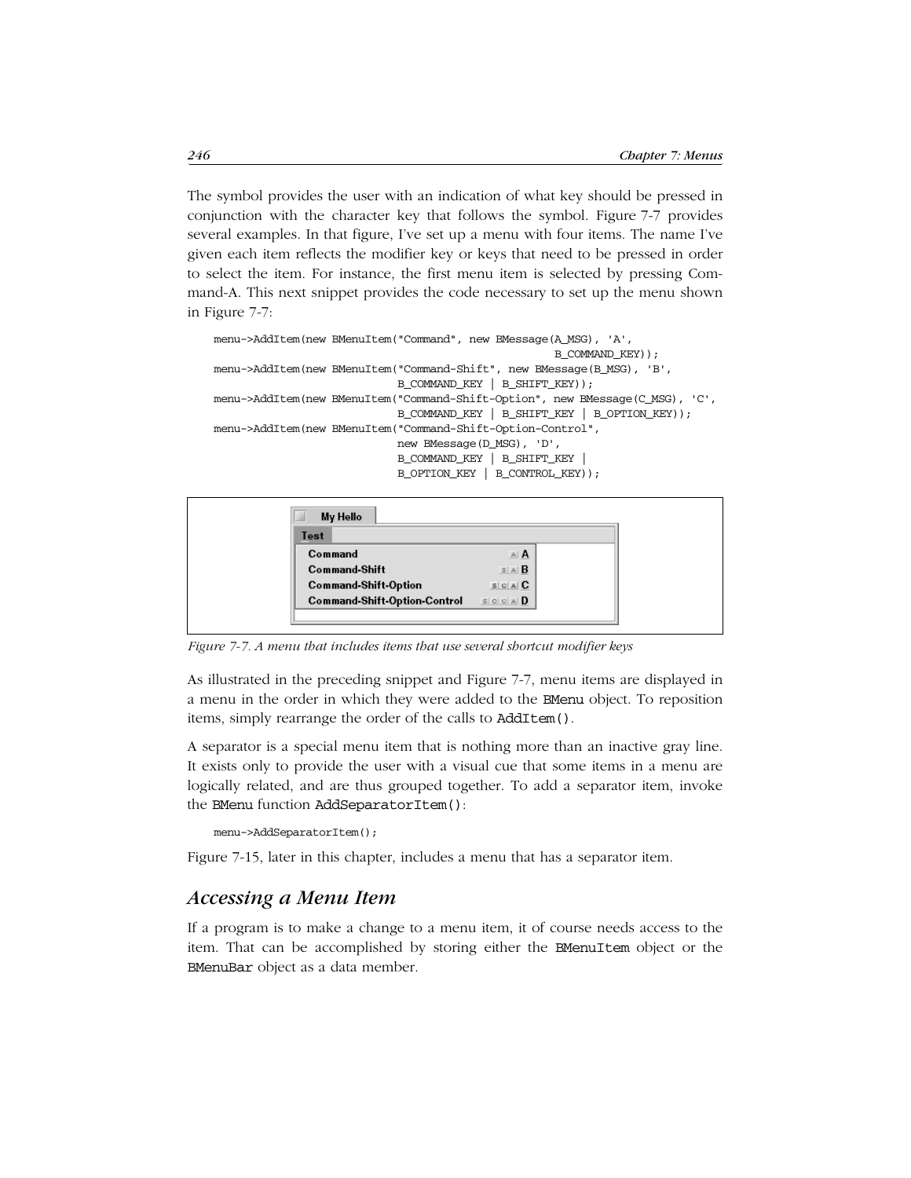The symbol provides the user with an indication of what key should be pressed in conjunction with the character key that follows the symbol. Figure 7-7 provides several examples. In that figure, I've set up a menu with four items. The name I've given each item reflects the modifier key or keys that need to be pressed in order to select the item. For instance, the first menu item is selected by pressing Command-A. This next snippet provides the code necessary to set up the menu shown in Figure 7-7:

```
menu->AddItem(new BMenuItem("Command", new BMessage(A_MSG), 'A',
                                                    B_COMMAND_KEY));
menu->AddItem(new BMenuItem("Command-Shift", new BMessage(B_MSG), 'B',
                            B_COMMAND_KEY | B_SHIFT_KEY));
menu->AddItem(new BMenuItem("Command-Shift-Option", new BMessage(C_MSG), 'C',
                            B_COMMAND_KEY | B_SHIFT_KEY | B_OPTION_KEY));
menu->AddItem(new BMenuItem("Command-Shift-Option-Control",
                            new BMessage(D_MSG), 'D',
                            B_COMMAND_KEY | B_SHIFT_KEY |
                            B_OPTION_KEY | B_CONTROL_KEY));
```

My Hello

Test

Command A

Command-Shift B

Command-Shift-Option C

Command-Shift-Option-Control D

*Figure 7-7. A menu that includes items that use several shortcut modifier keys*

As illustrated in the preceding snippet and Figure 7-7, menu items are displayed in a menu in the order in which they were added to the `BMenu` object. To reposition items, simply rearrange the order of the calls to `AddItem()`.

A separator is a special menu item that is nothing more than an inactive gray line. It exists only to provide the user with a visual cue that some items in a menu are logically related, and are thus grouped together. To add a separator item, invoke the `BMenu` function `AddSeparatorItem()`:

```
menu->AddSeparatorItem();
```

Figure 7-15, later in this chapter, includes a menu that has a separator item.

## *Accessing a Menu Item*

If a program is to make a change to a menu item, it of course needs access to the item. That can be accomplished by storing either the `BMenuItem` object or the `BMenuBar` object as a data member.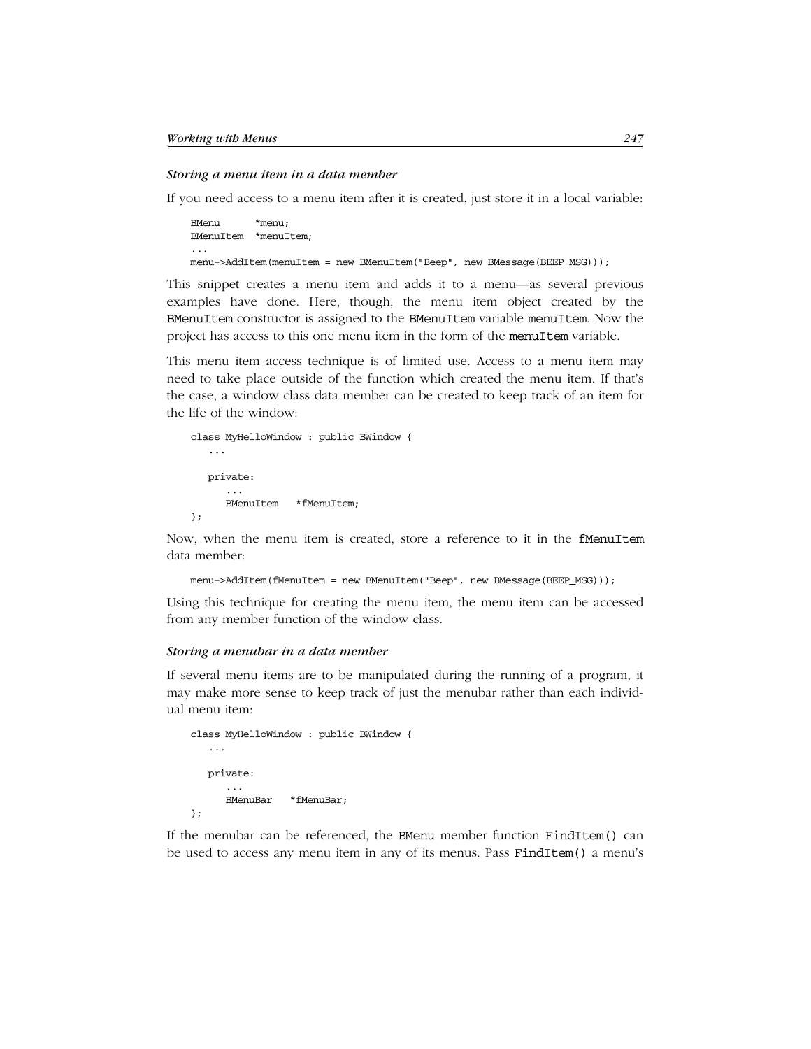### *Storing a menu item in a data member*

If you need access to a menu item after it is created, just store it in a local variable:

```
BMenu       *menu;
BMenuItem   *menuItem;
...
menu->AddItem(menuItem = new BMenuItem("Beep", new BMessage(BEEP_MSG)));
```

This snippet creates a menu item and adds it to a menu—as several previous examples have done. Here, though, the menu item object created by the BMenuItem constructor is assigned to the BMenuItem variable menuItem. Now the project has access to this one menu item in the form of the menuItem variable.

This menu item access technique is of limited use. Access to a menu item may need to take place outside of the function which created the menu item. If that's the case, a window class data member can be created to keep track of an item for the life of the window:

```
class MyHelloWindow : public BWindow {
   ...

   private:
      ...
      BMenuItem   *fMenuItem;
};
```

Now, when the menu item is created, store a reference to it in the fMenuItem data member:

```
menu->AddItem(fMenuItem = new BMenuItem("Beep", new BMessage(BEEP_MSG)));
```

Using this technique for creating the menu item, the menu item can be accessed from any member function of the window class.

### *Storing a menubar in a data member*

If several menu items are to be manipulated during the running of a program, it may make more sense to keep track of just the menubar rather than each individual menu item:

```
class MyHelloWindow : public BWindow {
   ...

   private:
      ...
      BMenuBar   *fMenuBar;
};
```

If the menubar can be referenced, the BMenu member function FindItem() can be used to access any menu item in any of its menus. Pass FindItem() a menu's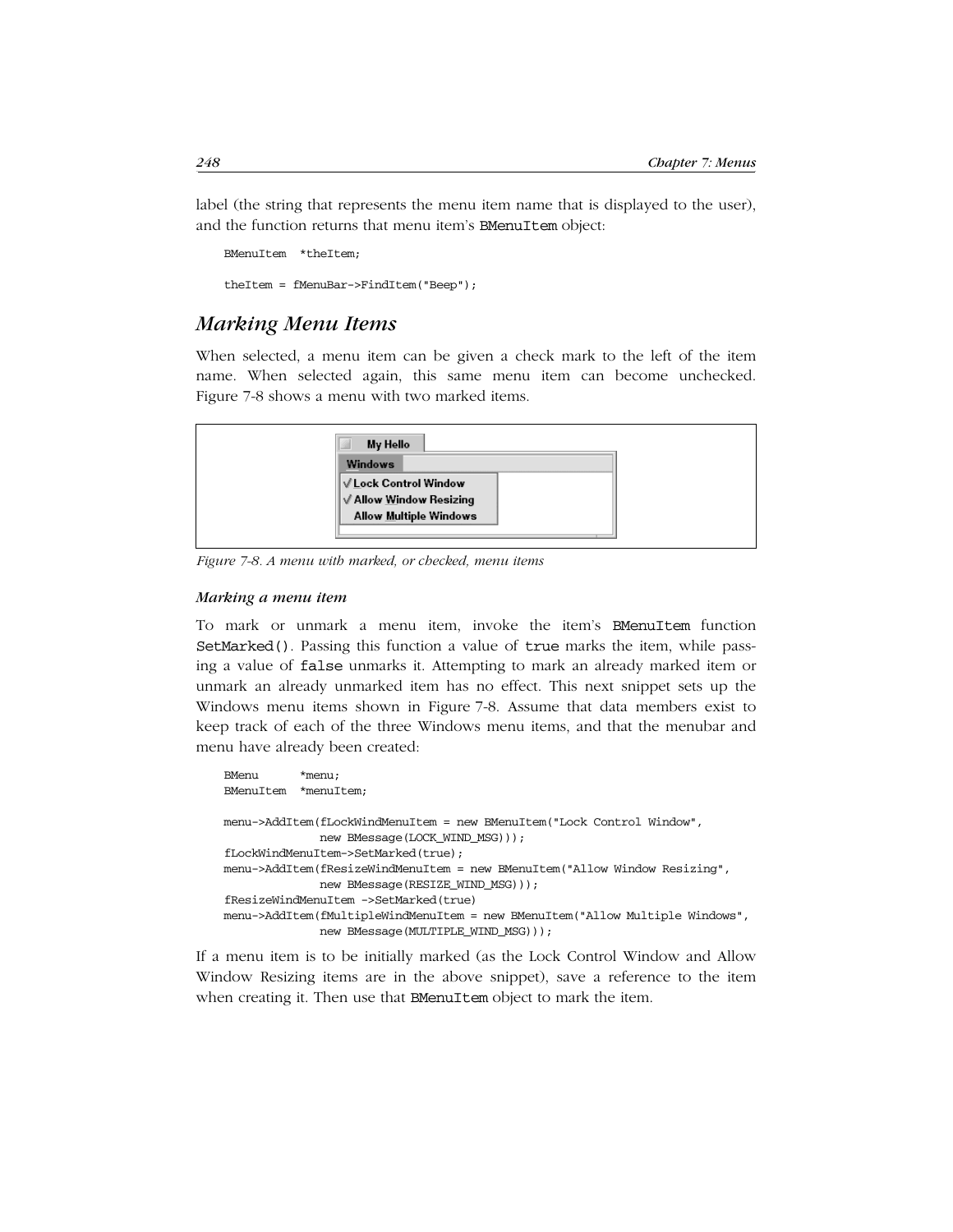label (the string that represents the menu item name that is displayed to the user), and the function returns that menu item's BMenuItem object:

```
BMenuItem  *theItem;

theItem = fMenuBar->FindItem("Beep");
```

## *Marking Menu Items*

When selected, a menu item can be given a check mark to the left of the item name. When selected again, this same menu item can become unchecked. Figure 7-8 shows a menu with two marked items.

My Hello
Windows
√ Lock Control Window
√ Allow Window Resizing
Allow Multiple Windows

*Figure 7-8. A menu with marked, or checked, menu items*

### *Marking a menu item*

To mark or unmark a menu item, invoke the item's BMenuItem function SetMarked(). Passing this function a value of true marks the item, while passing a value of false unmarks it. Attempting to mark an already marked item or unmark an already unmarked item has no effect. This next snippet sets up the Windows menu items shown in Figure 7-8. Assume that data members exist to keep track of each of the three Windows menu items, and that the menubar and menu have already been created:

```
BMenu      *menu;
BMenuItem  *menuItem;

menu->AddItem(fLockWindMenuItem = new BMenuItem("Lock Control Window",
               new BMessage(LOCK_WIND_MSG)));
fLockWindMenuItem->SetMarked(true);
menu->AddItem(fResizeWindMenuItem = new BMenuItem("Allow Window Resizing",
               new BMessage(RESIZE_WIND_MSG)));
fResizeWindMenuItem ->SetMarked(true)
menu->AddItem(fMultipleWindMenuItem = new BMenuItem("Allow Multiple Windows",
               new BMessage(MULTIPLE_WIND_MSG)));
```

If a menu item is to be initially marked (as the Lock Control Window and Allow Window Resizing items are in the above snippet), save a reference to the item when creating it. Then use that BMenuItem object to mark the item.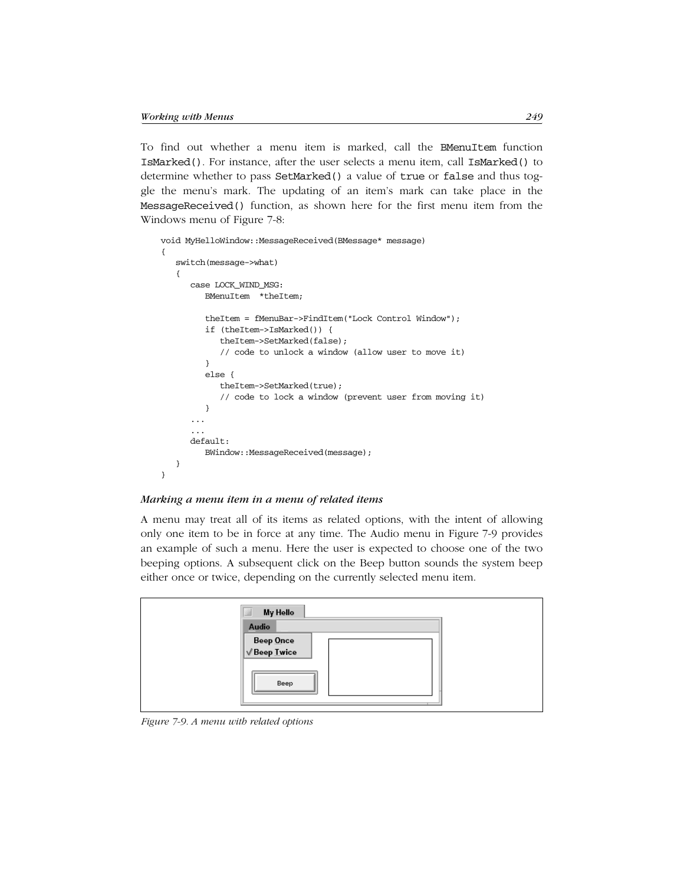To find out whether a menu item is marked, call the BMenuItem function IsMarked(). For instance, after the user selects a menu item, call IsMarked() to determine whether to pass SetMarked() a value of true or false and thus toggle the menu's mark. The updating of an item's mark can take place in the MessageReceived() function, as shown here for the first menu item from the Windows menu of Figure 7-8:

```
void MyHelloWindow::MessageReceived(BMessage* message)
{
   switch(message->what)
   {
      case LOCK_WIND_MSG:
         BMenuItem  *theItem;

         theItem = fMenuBar->FindItem("Lock Control Window");
         if (theItem->IsMarked()) {
            theItem->SetMarked(false);
            // code to unlock a window (allow user to move it)
         }
         else {
            theItem->SetMarked(true);
            // code to lock a window (prevent user from moving it)
         }
      ...
      ...
      default:
         BWindow::MessageReceived(message);
   }
}
```

#### *Marking a menu item in a menu of related items*

A menu may treat all of its items as related options, with the intent of allowing only one item to be in force at any time. The Audio menu in Figure 7-9 provides an example of such a menu. Here the user is expected to choose one of the two beeping options. A subsequent click on the Beep button sounds the system beep either once or twice, depending on the currently selected menu item.

My Hello

Audio

Beep Once

Beep Twice

Beep

*Figure 7-9. A menu with related options*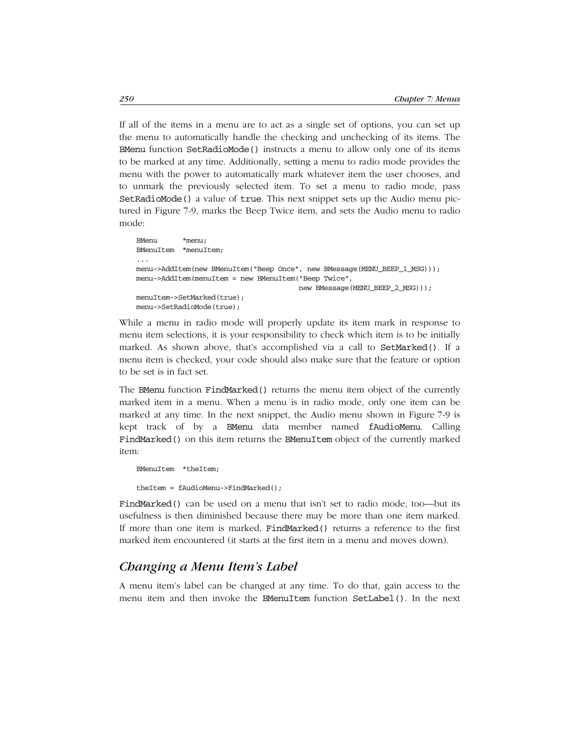If all of the items in a menu are to act as a single set of options, you can set up the menu to automatically handle the checking and unchecking of its items. The BMenu function SetRadioMode() instructs a menu to allow only one of its items to be marked at any time. Additionally, setting a menu to radio mode provides the menu with the power to automatically mark whatever item the user chooses, and to unmark the previously selected item. To set a menu to radio mode, pass SetRadioMode() a value of true. This next snippet sets up the Audio menu pictured in Figure 7-9, marks the Beep Twice item, and sets the Audio menu to radio mode:

```
BMenu      *menu;
BMenuItem  *menuItem;
...
menu->AddItem(new BMenuItem("Beep Once", new BMessage(MENU_BEEP_1_MSG)));
menu->AddItem(menuItem = new BMenuItem("Beep Twice",
                                        new BMessage(MENU_BEEP_2_MSG)));
menuItem->SetMarked(true);
menu->SetRadioMode(true);
```

While a menu in radio mode will properly update its item mark in response to menu item selections, it is your responsibility to check which item is to be initially marked. As shown above, that's accomplished via a call to SetMarked(). If a menu item is checked, your code should also make sure that the feature or option to be set is in fact set.

The BMenu function FindMarked() returns the menu item object of the currently marked item in a menu. When a menu is in radio mode, only one item can be marked at any time. In the next snippet, the Audio menu shown in Figure 7-9 is kept track of by a BMenu data member named fAudioMenu. Calling FindMarked() on this item returns the BMenuItem object of the currently marked item:

```
BMenuItem  *theItem;

theItem = fAudioMenu->FindMarked();
```

FindMarked() can be used on a menu that isn't set to radio mode, too—but its usefulness is then diminished because there may be more than one item marked. If more than one item is marked, FindMarked() returns a reference to the first marked item encountered (it starts at the first item in a menu and moves down).

## *Changing a Menu Item's Label*

A menu item's label can be changed at any time. To do that, gain access to the menu item and then invoke the BMenuItem function SetLabel(). In the next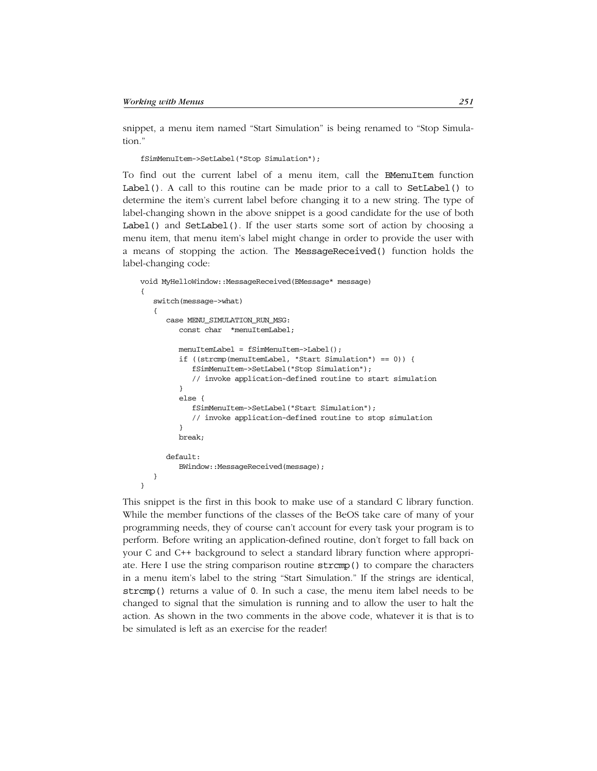snippet, a menu item named "Start Simulation" is being renamed to "Stop Simulation."

```
fSimMenuItem->SetLabel("Stop Simulation");
```

To find out the current label of a menu item, call the BMenuItem function Label(). A call to this routine can be made prior to a call to SetLabel() to determine the item's current label before changing it to a new string. The type of label-changing shown in the above snippet is a good candidate for the use of both Label() and SetLabel(). If the user starts some sort of action by choosing a menu item, that menu item's label might change in order to provide the user with a means of stopping the action. The MessageReceived() function holds the label-changing code:

```
void MyHelloWindow::MessageReceived(BMessage* message)
{
   switch(message->what)
   {
      case MENU_SIMULATION_RUN_MSG:
         const char  *menuItemLabel;

         menuItemLabel = fSimMenuItem->Label();
         if ((strcmp(menuItemLabel, "Start Simulation") == 0)) {
            fSimMenuItem->SetLabel("Stop Simulation");
            // invoke application-defined routine to start simulation
         }
         else {
            fSimMenuItem->SetLabel("Start Simulation");
            // invoke application-defined routine to stop simulation
         }
         break;

      default:
         BWindow::MessageReceived(message);
   }
}
```

This snippet is the first in this book to make use of a standard C library function. While the member functions of the classes of the BeOS take care of many of your programming needs, they of course can't account for every task your program is to perform. Before writing an application-defined routine, don't forget to fall back on your C and C++ background to select a standard library function where appropriate. Here I use the string comparison routine strcmp() to compare the characters in a menu item's label to the string "Start Simulation." If the strings are identical, strcmp() returns a value of 0. In such a case, the menu item label needs to be changed to signal that the simulation is running and to allow the user to halt the action. As shown in the two comments in the above code, whatever it is that is to be simulated is left as an exercise for the reader!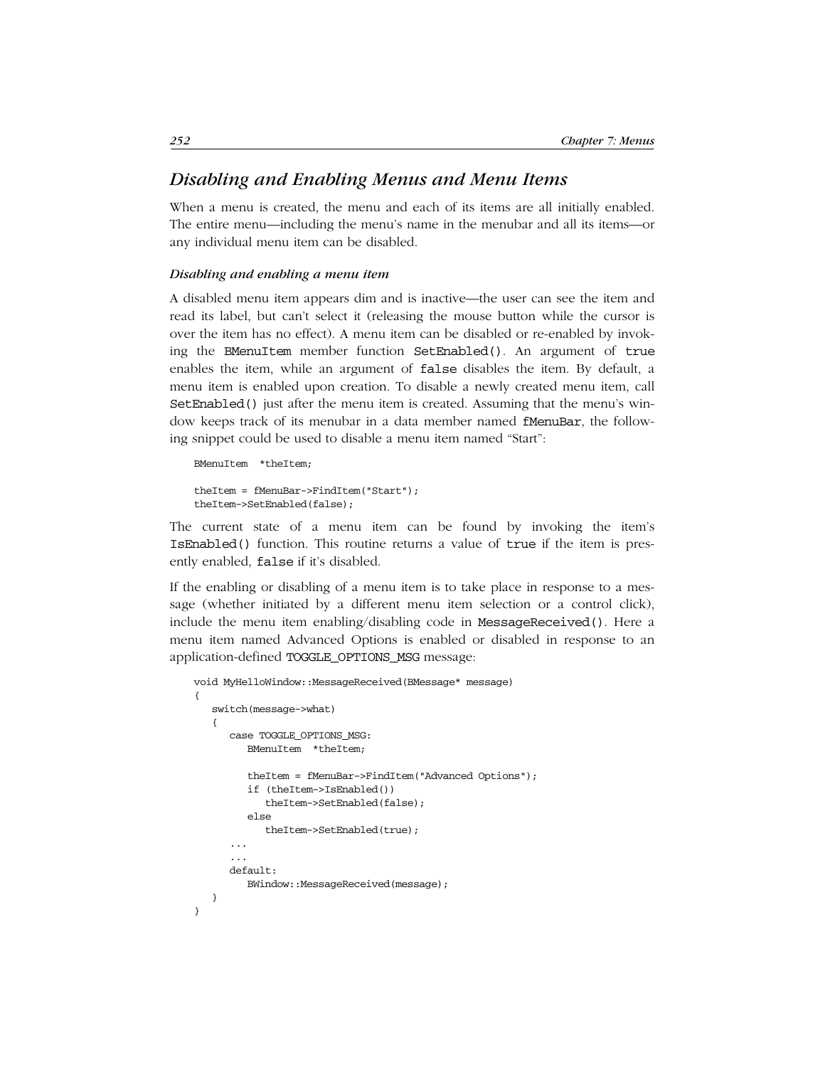## *Disabling and Enabling Menus and Menu Items*

When a menu is created, the menu and each of its items are all initially enabled. The entire menu—including the menu's name in the menubar and all its items—or any individual menu item can be disabled.

### *Disabling and enabling a menu item*

A disabled menu item appears dim and is inactive—the user can see the item and read its label, but can't select it (releasing the mouse button while the cursor is over the item has no effect). A menu item can be disabled or re-enabled by invoking the `BMenuItem` member function `SetEnabled()`. An argument of `true` enables the item, while an argument of `false` disables the item. By default, a menu item is enabled upon creation. To disable a newly created menu item, call `SetEnabled()` just after the menu item is created. Assuming that the menu's window keeps track of its menubar in a data member named `fMenuBar`, the following snippet could be used to disable a menu item named "Start":

```
BMenuItem  *theItem;

theItem = fMenuBar->FindItem("Start");
theItem->SetEnabled(false);
```

The current state of a menu item can be found by invoking the item's `IsEnabled()` function. This routine returns a value of `true` if the item is presently enabled, `false` if it's disabled.

If the enabling or disabling of a menu item is to take place in response to a message (whether initiated by a different menu item selection or a control click), include the menu item enabling/disabling code in `MessageReceived()`. Here a menu item named Advanced Options is enabled or disabled in response to an application-defined `TOGGLE_OPTIONS_MSG` message:

```
void MyHelloWindow::MessageReceived(BMessage* message)
{
   switch(message->what)
   {
      case TOGGLE_OPTIONS_MSG:
         BMenuItem  *theItem;

         theItem = fMenuBar->FindItem("Advanced Options");
         if (theItem->IsEnabled())
            theItem->SetEnabled(false);
         else
            theItem->SetEnabled(true);
      ...
      ...
      default:
         BWindow::MessageReceived(message);
   }
}
```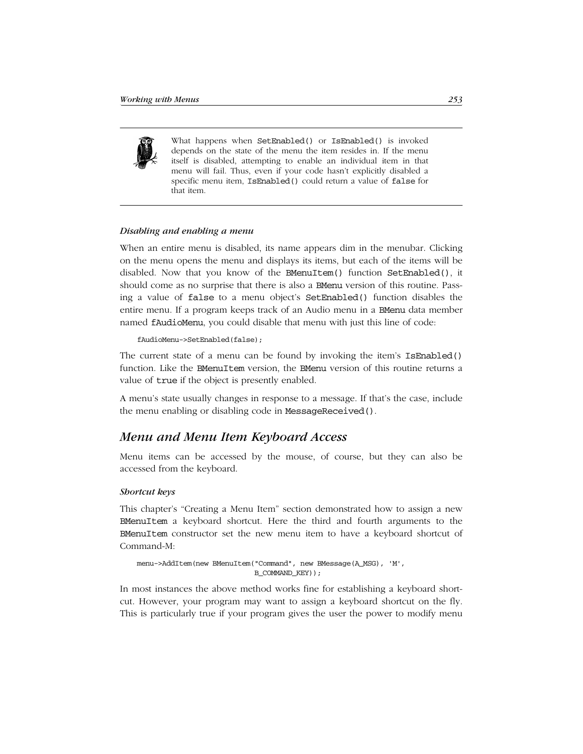What happens when `SetEnabled()` or `IsEnabled()` is invoked depends on the state of the menu the item resides in. If the menu itself is disabled, attempting to enable an individual item in that menu will fail. Thus, even if your code hasn't explicitly disabled a specific menu item, `IsEnabled()` could return a value of `false` for that item.

#### *Disabling and enabling a menu*

When an entire menu is disabled, its name appears dim in the menubar. Clicking on the menu opens the menu and displays its items, but each of the items will be disabled. Now that you know of the `BMenuItem()` function `SetEnabled()`, it should come as no surprise that there is also a `BMenu` version of this routine. Passing a value of `false` to a menu object's `SetEnabled()` function disables the entire menu. If a program keeps track of an Audio menu in a `BMenu` data member named `fAudioMenu`, you could disable that menu with just this line of code:

```
fAudioMenu->SetEnabled(false);
```

The current state of a menu can be found by invoking the item's `IsEnabled()` function. Like the `BMenuItem` version, the `BMenu` version of this routine returns a value of `true` if the object is presently enabled.

A menu's state usually changes in response to a message. If that's the case, include the menu enabling or disabling code in `MessageReceived()`.

## *Menu and Menu Item Keyboard Access*

Menu items can be accessed by the mouse, of course, but they can also be accessed from the keyboard.

#### *Shortcut keys*

This chapter's "Creating a Menu Item" section demonstrated how to assign a new `BMenuItem` a keyboard shortcut. Here the third and fourth arguments to the `BMenuItem` constructor set the new menu item to have a keyboard shortcut of Command-M:

```
menu->AddItem(new BMenuItem("Command", new BMessage(A_MSG), 'M',
                            B_COMMAND_KEY));
```

In most instances the above method works fine for establishing a keyboard shortcut. However, your program may want to assign a keyboard shortcut on the fly. This is particularly true if your program gives the user the power to modify menu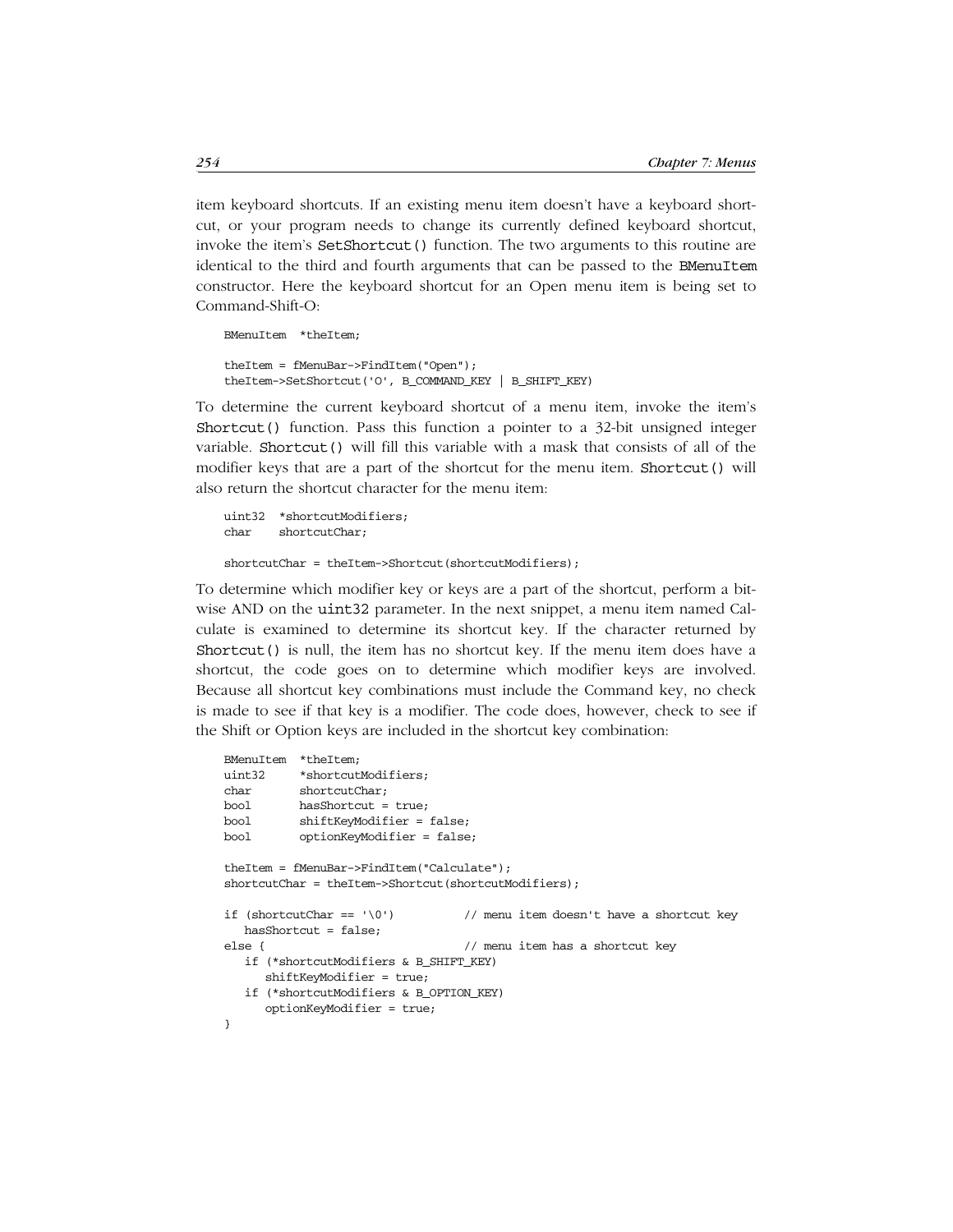item keyboard shortcuts. If an existing menu item doesn't have a keyboard shortcut, or your program needs to change its currently defined keyboard shortcut, invoke the item's SetShortcut() function. The two arguments to this routine are identical to the third and fourth arguments that can be passed to the BMenuItem constructor. Here the keyboard shortcut for an Open menu item is being set to Command-Shift-O:

```
BMenuItem  *theItem;

theItem = fMenuBar->FindItem("Open");
theItem->SetShortcut('O', B_COMMAND_KEY | B_SHIFT_KEY)
```

To determine the current keyboard shortcut of a menu item, invoke the item's Shortcut() function. Pass this function a pointer to a 32-bit unsigned integer variable. Shortcut() will fill this variable with a mask that consists of all of the modifier keys that are a part of the shortcut for the menu item. Shortcut() will also return the shortcut character for the menu item:

```
uint32  *shortcutModifiers;
char    shortcutChar;

shortcutChar = theItem->Shortcut(shortcutModifiers);
```

To determine which modifier key or keys are a part of the shortcut, perform a bitwise AND on the uint32 parameter. In the next snippet, a menu item named Calculate is examined to determine its shortcut key. If the character returned by Shortcut() is null, the item has no shortcut key. If the menu item does have a shortcut, the code goes on to determine which modifier keys are involved. Because all shortcut key combinations must include the Command key, no check is made to see if that key is a modifier. The code does, however, check to see if the Shift or Option keys are included in the shortcut key combination:

```
BMenuItem  *theItem;
uint32     *shortcutModifiers;
char       shortcutChar;
bool       hasShortcut = true;
bool       shiftKeyModifier = false;
bool       optionKeyModifier = false;

theItem = fMenuBar->FindItem("Calculate");
shortcutChar = theItem->Shortcut(shortcutModifiers);

if (shortcutChar == '\0')          // menu item doesn't have a shortcut key
   hasShortcut = false;
else {                             // menu item has a shortcut key
   if (*shortcutModifiers & B_SHIFT_KEY)
      shiftKeyModifier = true;
   if (*shortcutModifiers & B_OPTION_KEY)
      optionKeyModifier = true;
}
```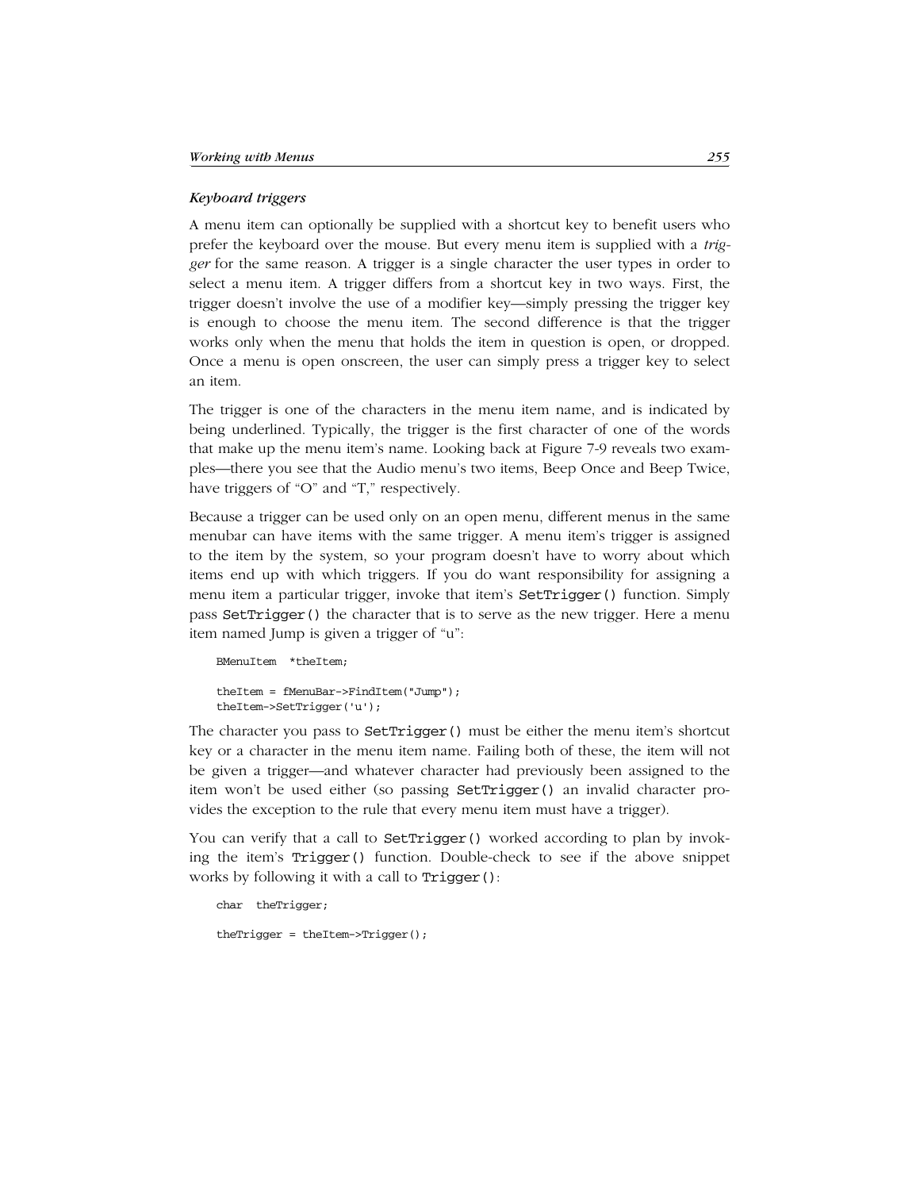### *Keyboard triggers*

A menu item can optionally be supplied with a shortcut key to benefit users who prefer the keyboard over the mouse. But every menu item is supplied with a *trigger* for the same reason. A trigger is a single character the user types in order to select a menu item. A trigger differs from a shortcut key in two ways. First, the trigger doesn't involve the use of a modifier key—simply pressing the trigger key is enough to choose the menu item. The second difference is that the trigger works only when the menu that holds the item in question is open, or dropped. Once a menu is open onscreen, the user can simply press a trigger key to select an item.

The trigger is one of the characters in the menu item name, and is indicated by being underlined. Typically, the trigger is the first character of one of the words that make up the menu item's name. Looking back at Figure 7-9 reveals two examples—there you see that the Audio menu's two items, Beep Once and Beep Twice, have triggers of "O" and "T," respectively.

Because a trigger can be used only on an open menu, different menus in the same menubar can have items with the same trigger. A menu item's trigger is assigned to the item by the system, so your program doesn't have to worry about which items end up with which triggers. If you do want responsibility for assigning a menu item a particular trigger, invoke that item's `SetTrigger()` function. Simply pass `SetTrigger()` the character that is to serve as the new trigger. Here a menu item named Jump is given a trigger of "u":

```
BMenuItem  *theItem;

theItem = fMenuBar->FindItem("Jump");
theItem->SetTrigger('u');
```

The character you pass to `SetTrigger()` must be either the menu item's shortcut key or a character in the menu item name. Failing both of these, the item will not be given a trigger—and whatever character had previously been assigned to the item won't be used either (so passing `SetTrigger()` an invalid character provides the exception to the rule that every menu item must have a trigger).

You can verify that a call to `SetTrigger()` worked according to plan by invoking the item's `Trigger()` function. Double-check to see if the above snippet works by following it with a call to `Trigger()`:

```
char  theTrigger;

theTrigger = theItem->Trigger();
```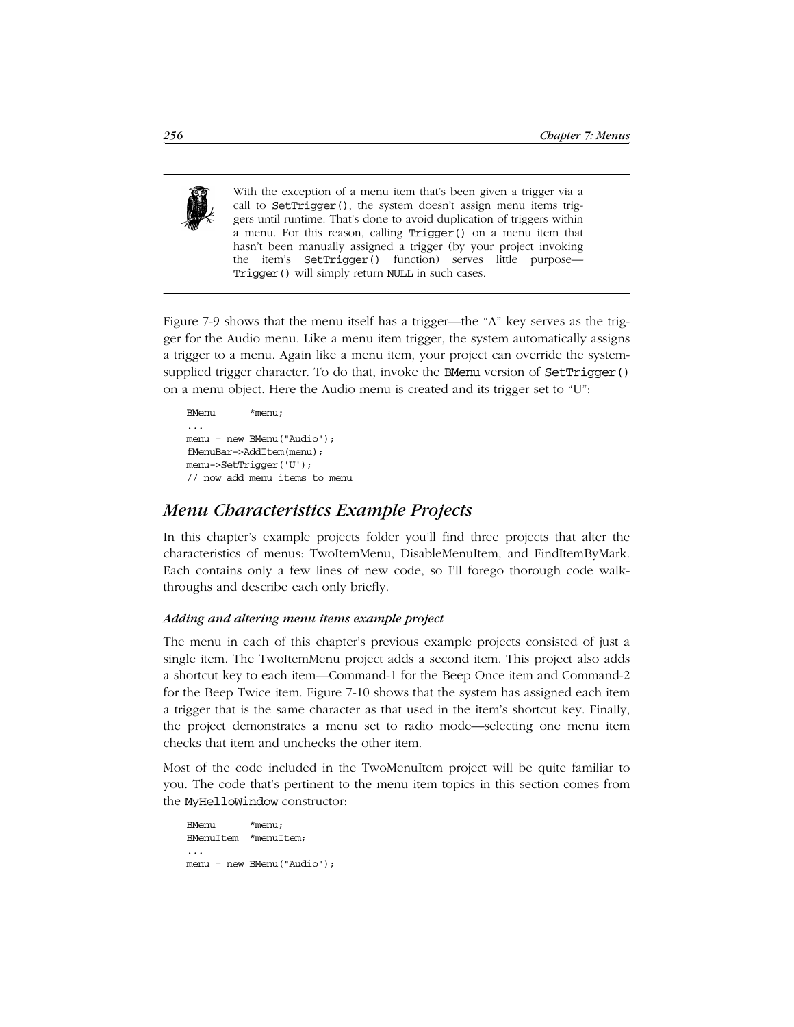With the exception of a menu item that's been given a trigger via a call to `SetTrigger()`, the system doesn't assign menu items triggers until runtime. That's done to avoid duplication of triggers within a menu. For this reason, calling `Trigger()` on a menu item that hasn't been manually assigned a trigger (by your project invoking the item's `SetTrigger()` function) serves little purpose—`Trigger()` will simply return `NULL` in such cases.

Figure 7-9 shows that the menu itself has a trigger—the "A" key serves as the trigger for the Audio menu. Like a menu item trigger, the system automatically assigns a trigger to a menu. Again like a menu item, your project can override the system-supplied trigger character. To do that, invoke the `BMenu` version of `SetTrigger()` on a menu object. Here the Audio menu is created and its trigger set to "U":

```
BMenu      *menu;
...
menu = new BMenu("Audio");
fMenuBar->AddItem(menu);
menu->SetTrigger('U');
// now add menu items to menu
```

## *Menu Characteristics Example Projects*

In this chapter's example projects folder you'll find three projects that alter the characteristics of menus: TwoItemMenu, DisableMenuItem, and FindItemByMark. Each contains only a few lines of new code, so I'll forego thorough code walk-throughs and describe each only briefly.

#### *Adding and altering menu items example project*

The menu in each of this chapter's previous example projects consisted of just a single item. The TwoItemMenu project adds a second item. This project also adds a shortcut key to each item—Command-1 for the Beep Once item and Command-2 for the Beep Twice item. Figure 7-10 shows that the system has assigned each item a trigger that is the same character as that used in the item's shortcut key. Finally, the project demonstrates a menu set to radio mode—selecting one menu item checks that item and unchecks the other item.

Most of the code included in the TwoMenuItem project will be quite familiar to you. The code that's pertinent to the menu item topics in this section comes from the `MyHelloWindow` constructor:

```
BMenu      *menu;
BMenuItem  *menuItem;
...
menu = new BMenu("Audio");
```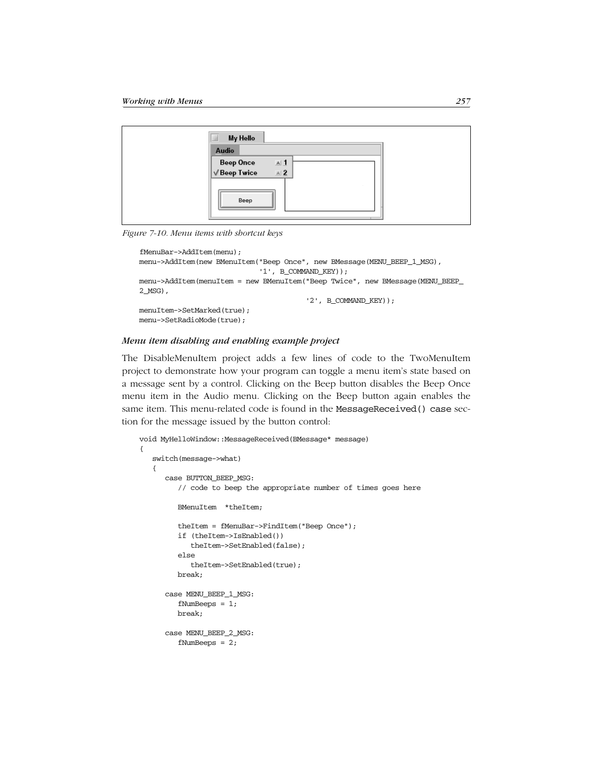Figure 7-10. Menu items with shortcut keys

```
fMenuBar->AddItem(menu);
menu->AddItem(new BMenuItem("Beep Once", new BMessage(MENU_BEEP_1_MSG),
                            '1', B_COMMAND_KEY));
menu->AddItem(menuItem = new BMenuItem("Beep Twice", new BMessage(MENU_BEEP_
2_MSG),
                                       '2', B_COMMAND_KEY));
menuItem->SetMarked(true);
menu->SetRadioMode(true);
```

#### *Menu item disabling and enabling example project*

The DisableMenuItem project adds a few lines of code to the TwoMenuItem project to demonstrate how your program can toggle a menu item's state based on a message sent by a control. Clicking on the Beep button disables the Beep Once menu item in the Audio menu. Clicking on the Beep button again enables the same item. This menu-related code is found in the `MessageReceived()` `case` section for the message issued by the button control:

```
void MyHelloWindow::MessageReceived(BMessage* message)
{
   switch(message->what)
   {
      case BUTTON_BEEP_MSG:
         // code to beep the appropriate number of times goes here

         BMenuItem  *theItem;

         theItem = fMenuBar->FindItem("Beep Once");
         if (theItem->IsEnabled())
            theItem->SetEnabled(false);
         else
            theItem->SetEnabled(true);
         break;

      case MENU_BEEP_1_MSG:
         fNumBeeps = 1;
         break;

      case MENU_BEEP_2_MSG:
         fNumBeeps = 2;
```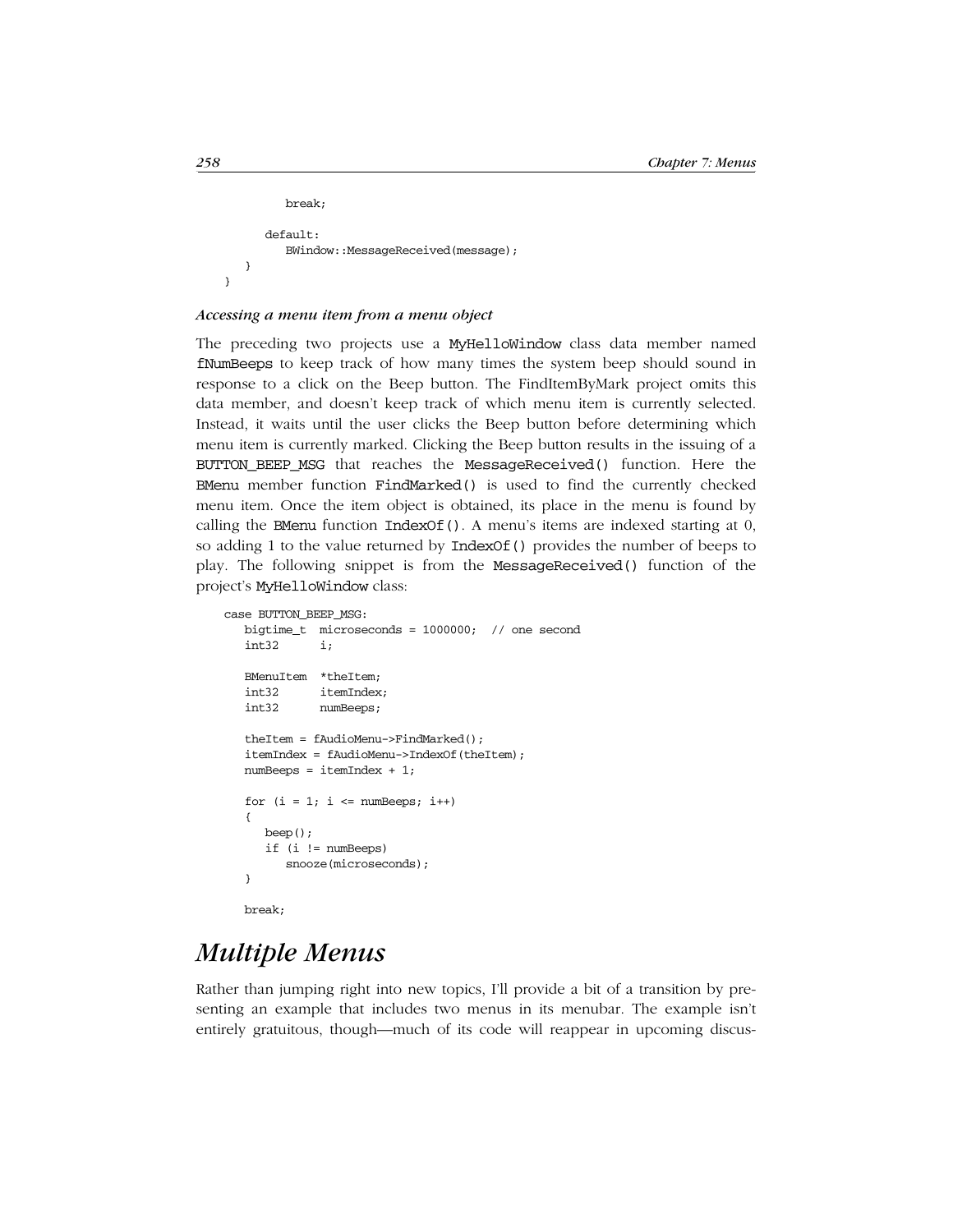```
         break;

      default:
         BWindow::MessageReceived(message);
   }
}
```

#### *Accessing a menu item from a menu object*

The preceding two projects use a MyHelloWindow class data member named fNumBeeps to keep track of how many times the system beep should sound in response to a click on the Beep button. The FindItemByMark project omits this data member, and doesn't keep track of which menu item is currently selected. Instead, it waits until the user clicks the Beep button before determining which menu item is currently marked. Clicking the Beep button results in the issuing of a BUTTON_BEEP_MSG that reaches the MessageReceived() function. Here the BMenu member function FindMarked() is used to find the currently checked menu item. Once the item object is obtained, its place in the menu is found by calling the BMenu function IndexOf(). A menu's items are indexed starting at 0, so adding 1 to the value returned by IndexOf() provides the number of beeps to play. The following snippet is from the MessageReceived() function of the project's MyHelloWindow class:

```
case BUTTON_BEEP_MSG:
   bigtime_t  microseconds = 1000000;  // one second
   int32      i;

   BMenuItem  *theItem;
   int32      itemIndex;
   int32      numBeeps;

   theItem = fAudioMenu->FindMarked();
   itemIndex = fAudioMenu->IndexOf(theItem);
   numBeeps = itemIndex + 1;

   for (i = 1; i <= numBeeps; i++)
   {
      beep();
      if (i != numBeeps)
         snooze(microseconds);
   }

   break;
```

## *Multiple Menus*

Rather than jumping right into new topics, I'll provide a bit of a transition by presenting an example that includes two menus in its menubar. The example isn't entirely gratuitous, though—much of its code will reappear in upcoming discus-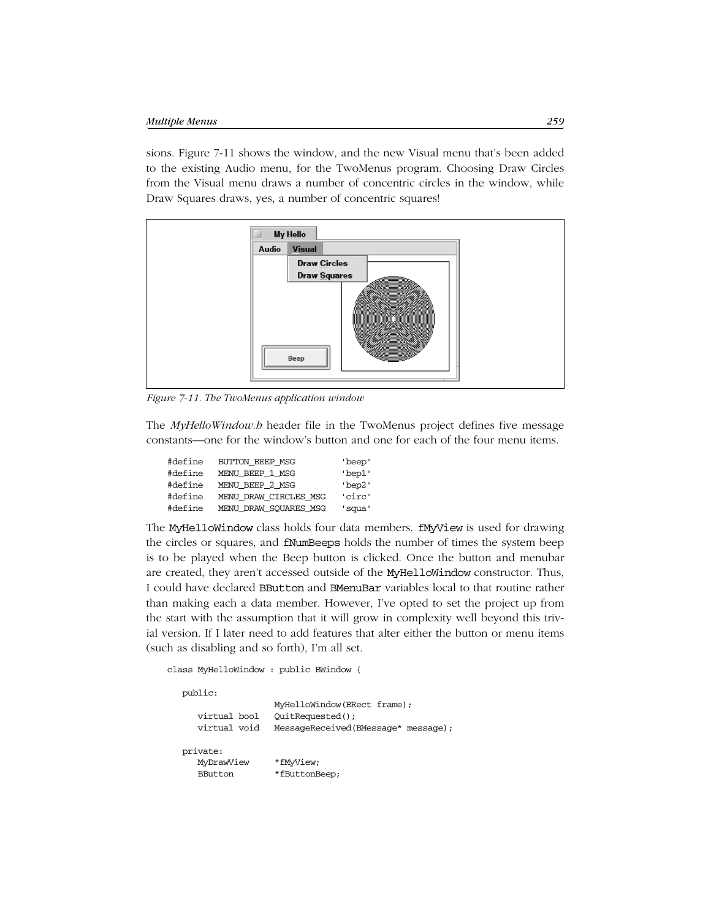sions. Figure 7-11 shows the window, and the new Visual menu that's been added to the existing Audio menu, for the TwoMenus program. Choosing Draw Circles from the Visual menu draws a number of concentric circles in the window, while Draw Squares draws, yes, a number of concentric squares!

*Figure 7-11. The TwoMenus application window*

The *MyHelloWindow.h* header file in the TwoMenus project defines five message constants—one for the window's button and one for each of the four menu items.

```
#define   BUTTON_BEEP_MSG          'beep'
#define   MENU_BEEP_1_MSG          'bep1'
#define   MENU_BEEP_2_MSG          'bep2'
#define   MENU_DRAW_CIRCLES_MSG    'circ'
#define   MENU_DRAW_SQUARES_MSG    'squa'
```

The `MyHelloWindow` class holds four data members. `fMyView` is used for drawing the circles or squares, and `fNumBeeps` holds the number of times the system beep is to be played when the Beep button is clicked. Once the button and menubar are created, they aren't accessed outside of the `MyHelloWindow` constructor. Thus, I could have declared `BButton` and `BMenuBar` variables local to that routine rather than making each a data member. However, I've opted to set the project up from the start with the assumption that it will grow in complexity well beyond this trivial version. If I later need to add features that alter either the button or menu items (such as disabling and so forth), I'm all set.

```
class MyHelloWindow : public BWindow {

   public:
                    MyHelloWindow(BRect frame);
      virtual bool  QuitRequested();
      virtual void  MessageReceived(BMessage* message);

   private:
      MyDrawView     *fMyView;
      BButton        *fButtonBeep;
```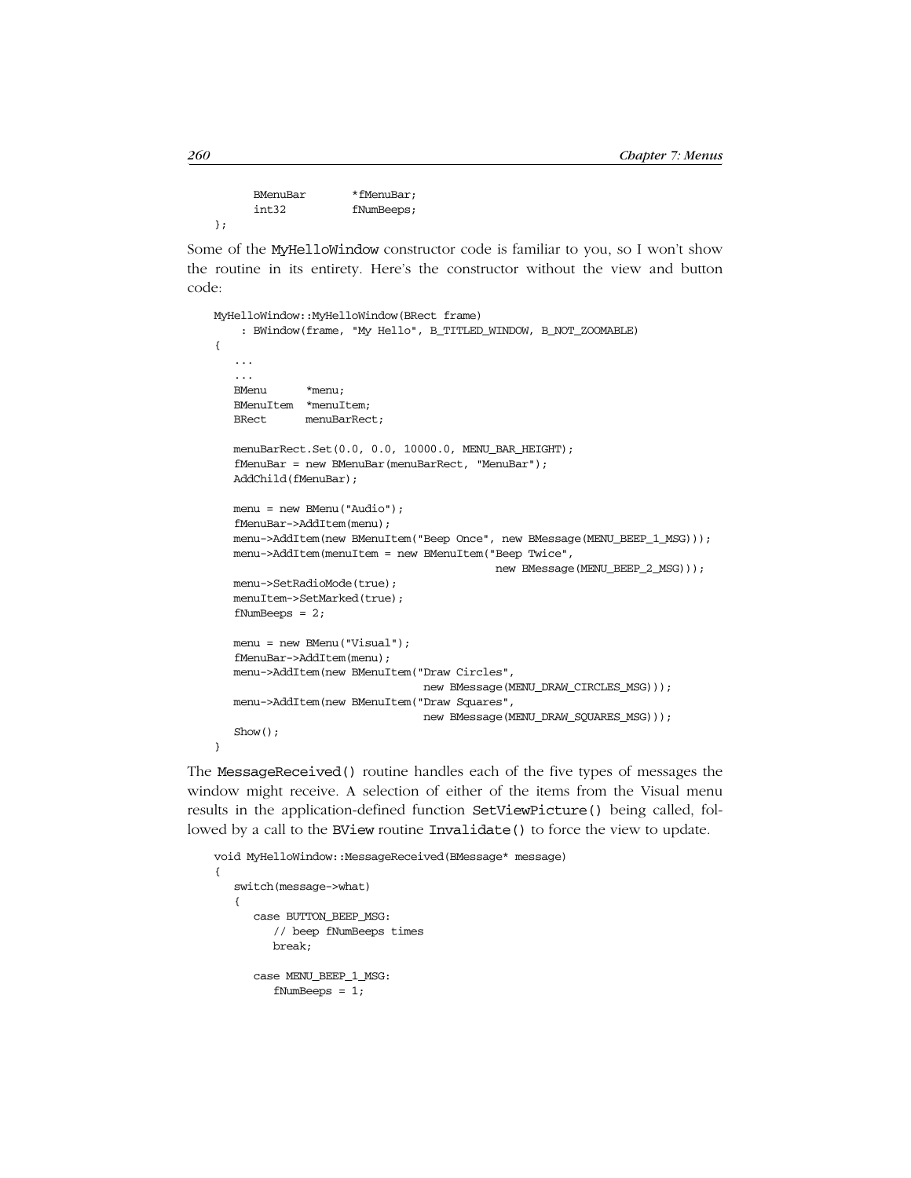```
    BMenuBar       *fMenuBar;
    int32          fNumBeeps;
};
```

Some of the `MyHelloWindow` constructor code is familiar to you, so I won't show the routine in its entirety. Here's the constructor without the view and button code:

```
MyHelloWindow::MyHelloWindow(BRect frame)
    : BWindow(frame, "My Hello", B_TITLED_WINDOW, B_NOT_ZOOMABLE)
{
   ...
   ...
   BMenu      *menu;
   BMenuItem  *menuItem;
   BRect      menuBarRect;

   menuBarRect.Set(0.0, 0.0, 10000.0, MENU_BAR_HEIGHT);
   fMenuBar = new BMenuBar(menuBarRect, "MenuBar");
   AddChild(fMenuBar);

   menu = new BMenu("Audio");
   fMenuBar->AddItem(menu);
   menu->AddItem(new BMenuItem("Beep Once", new BMessage(MENU_BEEP_1_MSG)));
   menu->AddItem(menuItem = new BMenuItem("Beep Twice",
                                          new BMessage(MENU_BEEP_2_MSG)));
   menu->SetRadioMode(true);
   menuItem->SetMarked(true);
   fNumBeeps = 2;

   menu = new BMenu("Visual");
   fMenuBar->AddItem(menu);
   menu->AddItem(new BMenuItem("Draw Circles",
                               new BMessage(MENU_DRAW_CIRCLES_MSG)));
   menu->AddItem(new BMenuItem("Draw Squares",
                               new BMessage(MENU_DRAW_SQUARES_MSG)));
   Show();
}
```

The `MessageReceived()` routine handles each of the five types of messages the window might receive. A selection of either of the items from the Visual menu results in the application-defined function `SetViewPicture()` being called, followed by a call to the `BView` routine `Invalidate()` to force the view to update.

```
void MyHelloWindow::MessageReceived(BMessage* message)
{
   switch(message->what)
   {
      case BUTTON_BEEP_MSG:
         // beep fNumBeeps times
         break;

      case MENU_BEEP_1_MSG:
         fNumBeeps = 1;
```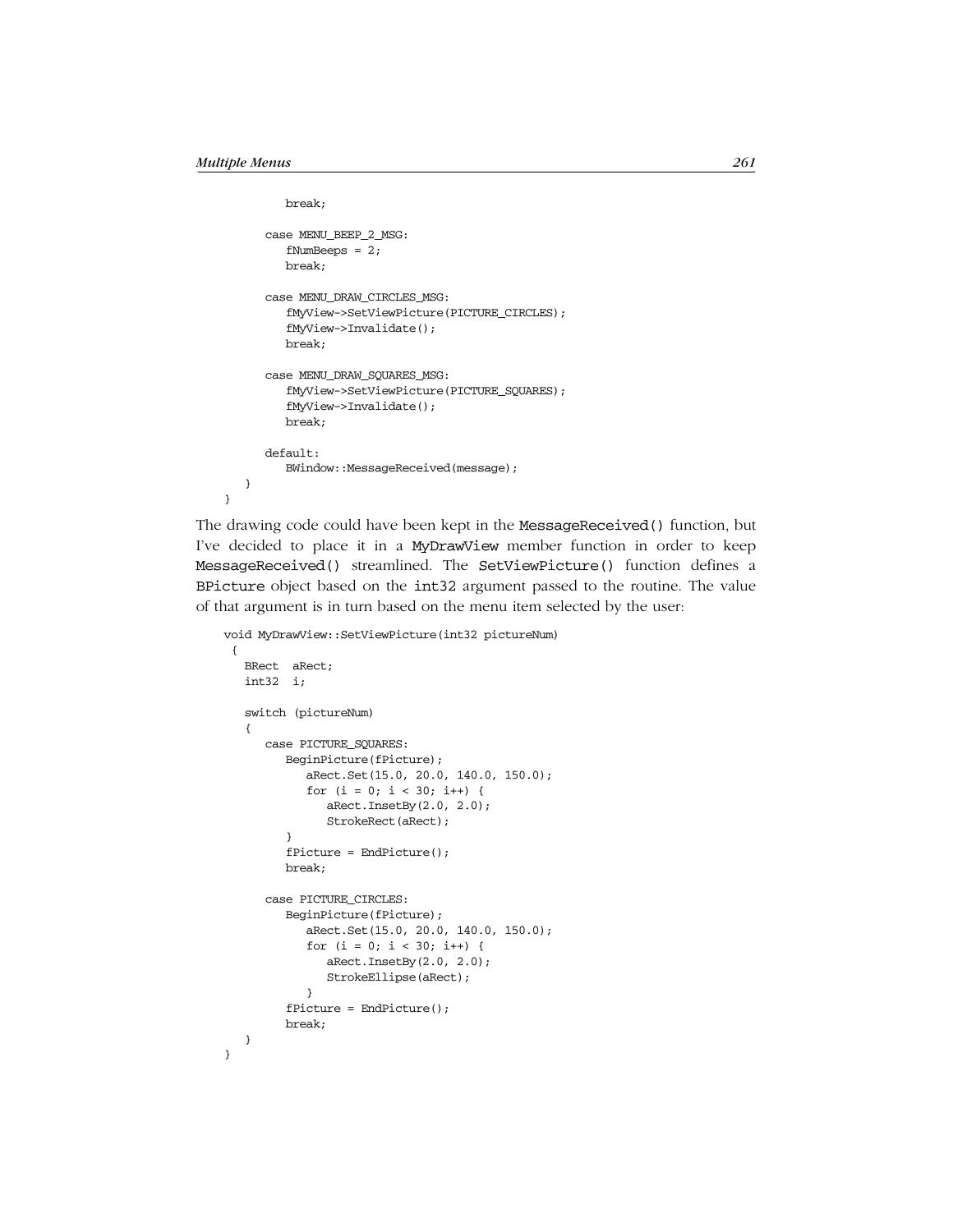```
         break;

      case MENU_BEEP_2_MSG:
         fNumBeeps = 2;
         break;

      case MENU_DRAW_CIRCLES_MSG:
         fMyView->SetViewPicture(PICTURE_CIRCLES);
         fMyView->Invalidate();
         break;

      case MENU_DRAW_SQUARES_MSG:
         fMyView->SetViewPicture(PICTURE_SQUARES);
         fMyView->Invalidate();
         break;

      default:
         BWindow::MessageReceived(message);
   }
}
```

The drawing code could have been kept in the `MessageReceived()` function, but I've decided to place it in a `MyDrawView` member function in order to keep `MessageReceived()` streamlined. The `SetViewPicture()` function defines a `BPicture` object based on the `int32` argument passed to the routine. The value of that argument is in turn based on the menu item selected by the user:

```
void MyDrawView::SetViewPicture(int32 pictureNum)
 {
   BRect  aRect;
   int32  i;

   switch (pictureNum)
   {
      case PICTURE_SQUARES:
         BeginPicture(fPicture);
            aRect.Set(15.0, 20.0, 140.0, 150.0);
            for (i = 0; i < 30; i++) {
               aRect.InsetBy(2.0, 2.0);
               StrokeRect(aRect);
         }
         fPicture = EndPicture();
         break;

      case PICTURE_CIRCLES:
         BeginPicture(fPicture);
            aRect.Set(15.0, 20.0, 140.0, 150.0);
            for (i = 0; i < 30; i++) {
               aRect.InsetBy(2.0, 2.0);
               StrokeEllipse(aRect);
            }
         fPicture = EndPicture();
         break;
   }
}
```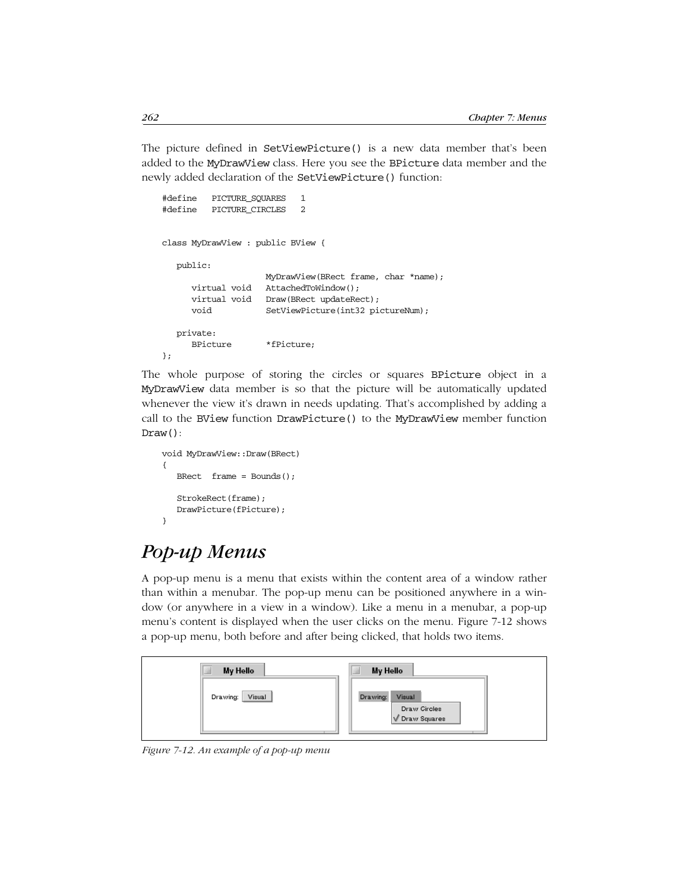The picture defined in SetViewPicture() is a new data member that's been added to the MyDrawView class. Here you see the BPicture data member and the newly added declaration of the SetViewPicture() function:

```
#define   PICTURE_SQUARES   1
#define   PICTURE_CIRCLES   2


class MyDrawView : public BView {

   public:
                     MyDrawView(BRect frame, char *name);
      virtual void   AttachedToWindow();
      virtual void   Draw(BRect updateRect);
      void           SetViewPicture(int32 pictureNum);

   private:
      BPicture       *fPicture;
};
```

The whole purpose of storing the circles or squares BPicture object in a MyDrawView data member is so that the picture will be automatically updated whenever the view it's drawn in needs updating. That's accomplished by adding a call to the BView function DrawPicture() to the MyDrawView member function Draw():

```
void MyDrawView::Draw(BRect)
{
   BRect  frame = Bounds();

   StrokeRect(frame);
   DrawPicture(fPicture);
}
```

# Pop-up Menus

A pop-up menu is a menu that exists within the content area of a window rather than within a menubar. The pop-up menu can be positioned anywhere in a window (or anywhere in a view in a window). Like a menu in a menubar, a pop-up menu's content is displayed when the user clicks on the menu. Figure 7-12 shows a pop-up menu, both before and after being clicked, that holds two items.

My Hello

Drawing: Visual

My Hello

Drawing: Visual

Draw Circles

✓ Draw Squares

*Figure 7-12. An example of a pop-up menu*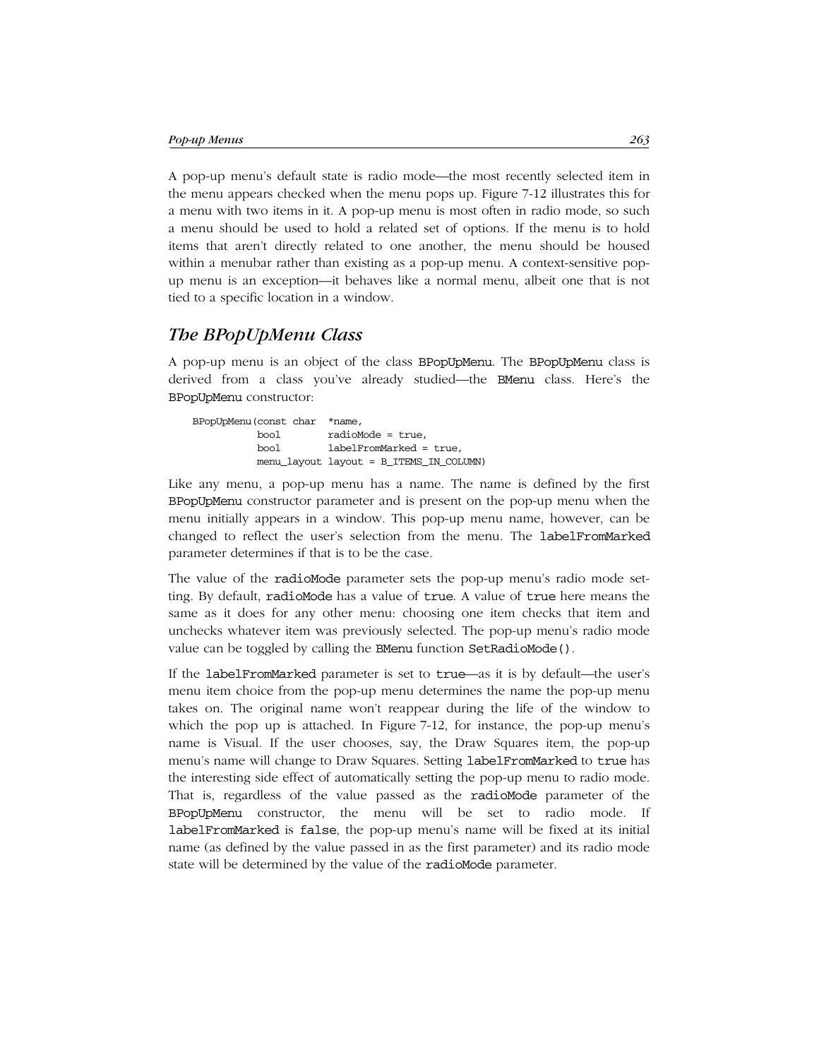A pop-up menu's default state is radio mode—the most recently selected item in the menu appears checked when the menu pops up. Figure 7-12 illustrates this for a menu with two items in it. A pop-up menu is most often in radio mode, so such a menu should be used to hold a related set of options. If the menu is to hold items that aren't directly related to one another, the menu should be housed within a menubar rather than existing as a pop-up menu. A context-sensitive pop-up menu is an exception—it behaves like a normal menu, albeit one that is not tied to a specific location in a window.

## The BPopUpMenu Class

A pop-up menu is an object of the class BPopUpMenu. The BPopUpMenu class is derived from a class you've already studied—the BMenu class. Here's the BPopUpMenu constructor:

```
BPopUpMenu(const char  *name,
           bool        radioMode = true,
           bool        labelFromMarked = true,
           menu_layout layout = B_ITEMS_IN_COLUMN)
```

Like any menu, a pop-up menu has a name. The name is defined by the first BPopUpMenu constructor parameter and is present on the pop-up menu when the menu initially appears in a window. This pop-up menu name, however, can be changed to reflect the user's selection from the menu. The labelFromMarked parameter determines if that is to be the case.

The value of the radioMode parameter sets the pop-up menu's radio mode setting. By default, radioMode has a value of true. A value of true here means the same as it does for any other menu: choosing one item checks that item and unchecks whatever item was previously selected. The pop-up menu's radio mode value can be toggled by calling the BMenu function SetRadioMode().

If the labelFromMarked parameter is set to true—as it is by default—the user's menu item choice from the pop-up menu determines the name the pop-up menu takes on. The original name won't reappear during the life of the window to which the pop up is attached. In Figure 7-12, for instance, the pop-up menu's name is Visual. If the user chooses, say, the Draw Squares item, the pop-up menu's name will change to Draw Squares. Setting labelFromMarked to true has the interesting side effect of automatically setting the pop-up menu to radio mode. That is, regardless of the value passed as the radioMode parameter of the BPopUpMenu constructor, the menu will be set to radio mode. If labelFromMarked is false, the pop-up menu's name will be fixed at its initial name (as defined by the value passed in as the first parameter) and its radio mode state will be determined by the value of the radioMode parameter.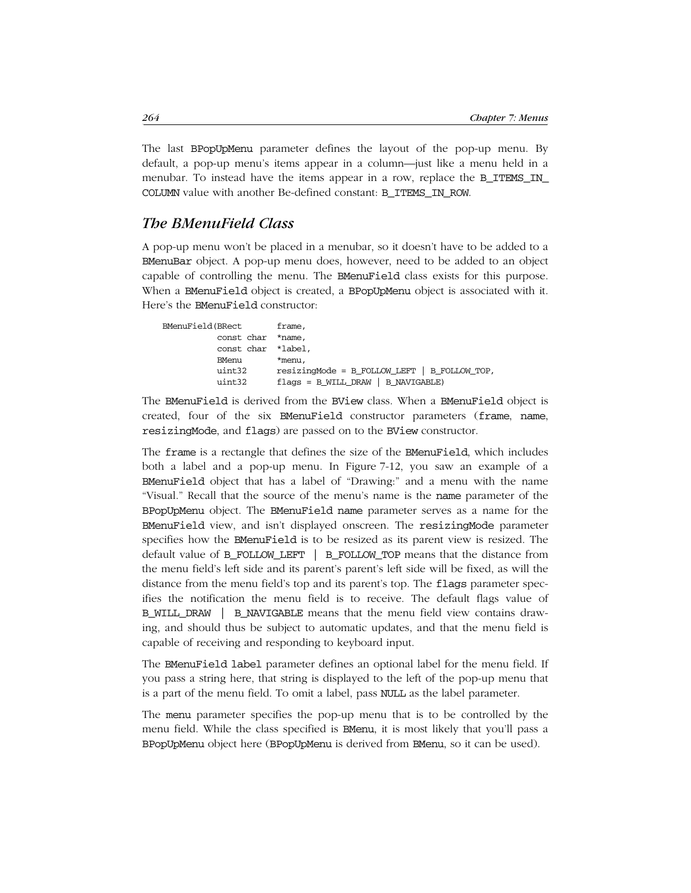The last BPopUpMenu parameter defines the layout of the pop-up menu. By default, a pop-up menu's items appear in a column—just like a menu held in a menubar. To instead have the items appear in a row, replace the B_ITEMS_IN_COLUMN value with another Be-defined constant: B_ITEMS_IN_ROW.

## *The BMenuField Class*

A pop-up menu won't be placed in a menubar, so it doesn't have to be added to a BMenuBar object. A pop-up menu does, however, need to be added to an object capable of controlling the menu. The BMenuField class exists for this purpose. When a BMenuField object is created, a BPopUpMenu object is associated with it. Here's the BMenuField constructor:

```
BMenuField(BRect       frame,
           const char  *name,
           const char  *label,
           BMenu       *menu,
           uint32      resizingMode = B_FOLLOW_LEFT | B_FOLLOW_TOP,
           uint32      flags = B_WILL_DRAW | B_NAVIGABLE)
```

The BMenuField is derived from the BView class. When a BMenuField object is created, four of the six BMenuField constructor parameters (frame, name, resizingMode, and flags) are passed on to the BView constructor.

The frame is a rectangle that defines the size of the BMenuField, which includes both a label and a pop-up menu. In Figure 7-12, you saw an example of a BMenuField object that has a label of "Drawing:" and a menu with the name "Visual." Recall that the source of the menu's name is the name parameter of the BPopUpMenu object. The BMenuField name parameter serves as a name for the BMenuField view, and isn't displayed onscreen. The resizingMode parameter specifies how the BMenuField is to be resized as its parent view is resized. The default value of B_FOLLOW_LEFT | B_FOLLOW_TOP means that the distance from the menu field's left side and its parent's parent's left side will be fixed, as will the distance from the menu field's top and its parent's top. The flags parameter specifies the notification the menu field is to receive. The default flags value of B_WILL_DRAW | B_NAVIGABLE means that the menu field view contains drawing, and should thus be subject to automatic updates, and that the menu field is capable of receiving and responding to keyboard input.

The BMenuField label parameter defines an optional label for the menu field. If you pass a string here, that string is displayed to the left of the pop-up menu that is a part of the menu field. To omit a label, pass NULL as the label parameter.

The menu parameter specifies the pop-up menu that is to be controlled by the menu field. While the class specified is BMenu, it is most likely that you'll pass a BPopUpMenu object here (BPopUpMenu is derived from BMenu, so it can be used).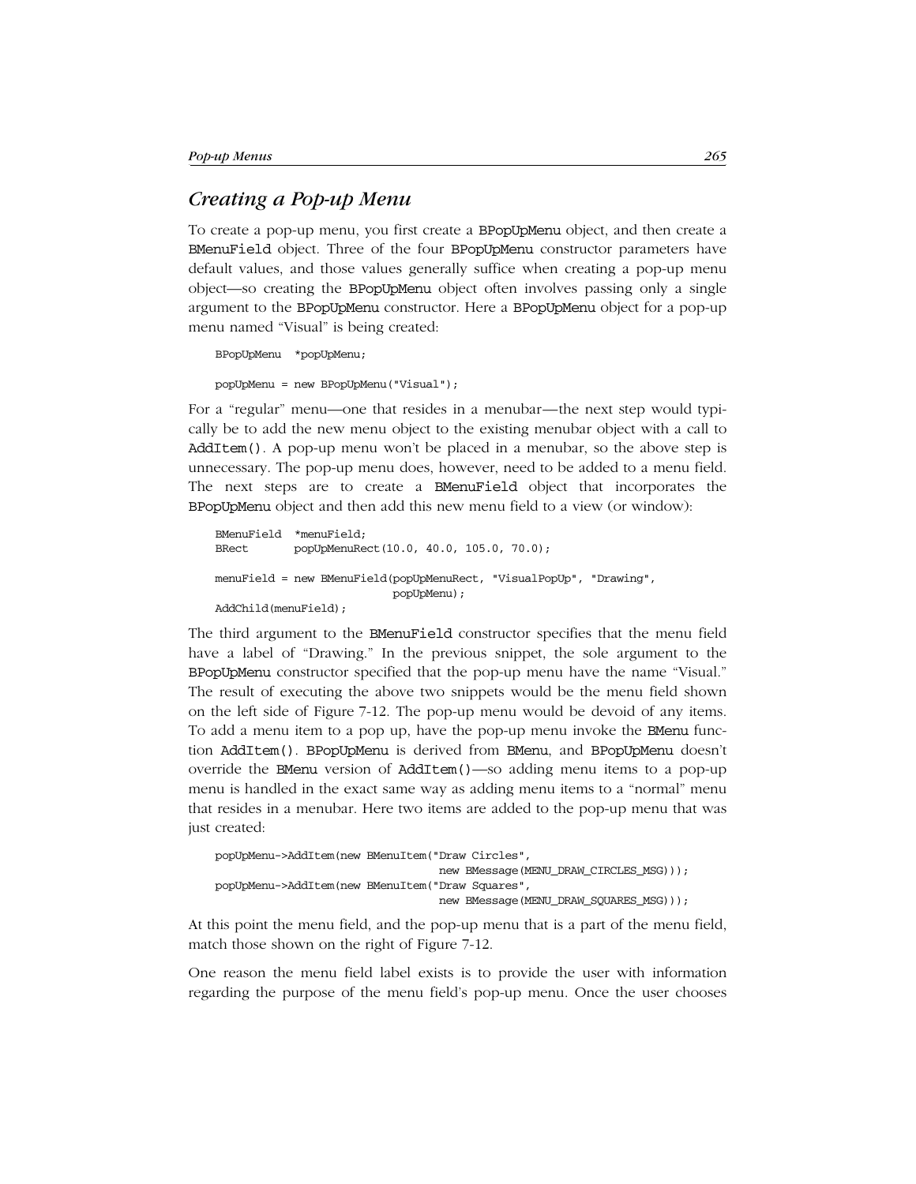## *Creating a Pop-up Menu*

To create a pop-up menu, you first create a BPopUpMenu object, and then create a BMenuField object. Three of the four BPopUpMenu constructor parameters have default values, and those values generally suffice when creating a pop-up menu object—so creating the BPopUpMenu object often involves passing only a single argument to the BPopUpMenu constructor. Here a BPopUpMenu object for a pop-up menu named "Visual" is being created:

```
BPopUpMenu  *popUpMenu;

popUpMenu = new BPopUpMenu("Visual");
```

For a "regular" menu—one that resides in a menubar—the next step would typically be to add the new menu object to the existing menubar object with a call to AddItem(). A pop-up menu won't be placed in a menubar, so the above step is unnecessary. The pop-up menu does, however, need to be added to a menu field. The next steps are to create a BMenuField object that incorporates the BPopUpMenu object and then add this new menu field to a view (or window):

```
BMenuField  *menuField;
BRect       popUpMenuRect(10.0, 40.0, 105.0, 70.0);

menuField = new BMenuField(popUpMenuRect, "VisualPopUp", "Drawing",
                           popUpMenu);
AddChild(menuField);
```

The third argument to the BMenuField constructor specifies that the menu field have a label of "Drawing." In the previous snippet, the sole argument to the BPopUpMenu constructor specified that the pop-up menu have the name "Visual." The result of executing the above two snippets would be the menu field shown on the left side of Figure 7-12. The pop-up menu would be devoid of any items. To add a menu item to a pop up, have the pop-up menu invoke the BMenu function AddItem(). BPopUpMenu is derived from BMenu, and BPopUpMenu doesn't override the BMenu version of AddItem()—so adding menu items to a pop-up menu is handled in the exact same way as adding menu items to a "normal" menu that resides in a menubar. Here two items are added to the pop-up menu that was just created:

```
popUpMenu->AddItem(new BMenuItem("Draw Circles",
                                 new BMessage(MENU_DRAW_CIRCLES_MSG)));
popUpMenu->AddItem(new BMenuItem("Draw Squares",
                                 new BMessage(MENU_DRAW_SQUARES_MSG)));
```

At this point the menu field, and the pop-up menu that is a part of the menu field, match those shown on the right of Figure 7-12.

One reason the menu field label exists is to provide the user with information regarding the purpose of the menu field's pop-up menu. Once the user chooses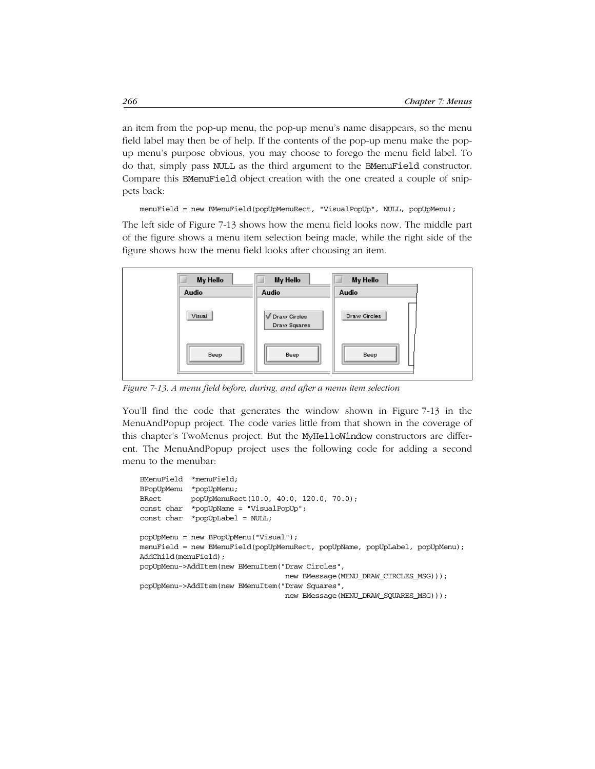an item from the pop-up menu, the pop-up menu's name disappears, so the menu field label may then be of help. If the contents of the pop-up menu make the pop-up menu's purpose obvious, you may choose to forego the menu field label. To do that, simply pass NULL as the third argument to the BMenuField constructor. Compare this BMenuField object creation with the one created a couple of snippets back:

```
menuField = new BMenuField(popUpMenuRect, "VisualPopUp", NULL, popUpMenu);
```

The left side of Figure 7-13 shows how the menu field looks now. The middle part of the figure shows a menu item selection being made, while the right side of the figure shows how the menu field looks after choosing an item.

My Hello
Audio
Visual
Beep

My Hello
Audio
Draw Circles
Draw Squares
Beep

My Hello
Audio
Draw Circles
Beep

*Figure 7-13. A menu field before, during, and after a menu item selection*

You'll find the code that generates the window shown in Figure 7-13 in the MenuAndPopup project. The code varies little from that shown in the coverage of this chapter's TwoMenus project. But the MyHelloWindow constructors are different. The MenuAndPopup project uses the following code for adding a second menu to the menubar:

```
BMenuField  *menuField;
BPopUpMenu  *popUpMenu;
BRect       popUpMenuRect(10.0, 40.0, 120.0, 70.0);
const char  *popUpName = "VisualPopUp";
const char  *popUpLabel = NULL;

popUpMenu = new BPopUpMenu("Visual");
menuField = new BMenuField(popUpMenuRect, popUpName, popUpLabel, popUpMenu);
AddChild(menuField);
popUpMenu->AddItem(new BMenuItem("Draw Circles",
                                 new BMessage(MENU_DRAW_CIRCLES_MSG)));
popUpMenu->AddItem(new BMenuItem("Draw Squares",
                                 new BMessage(MENU_DRAW_SQUARES_MSG)));
```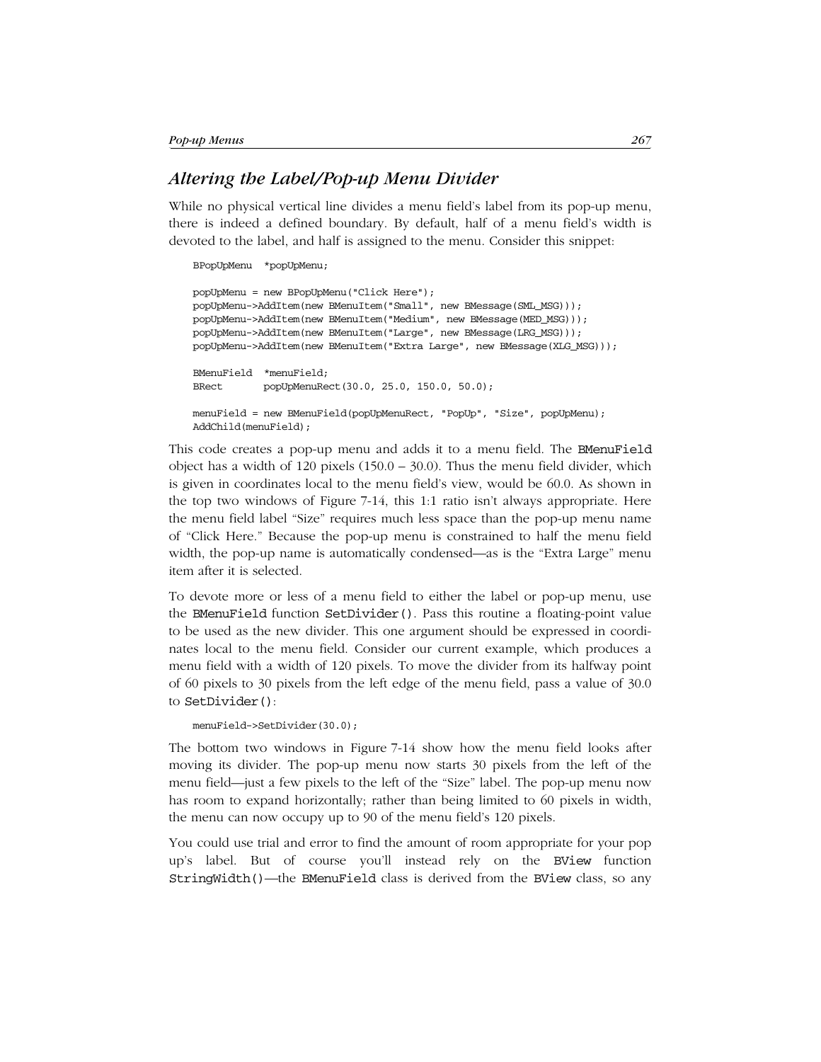## *Altering the Label/Pop-up Menu Divider*

While no physical vertical line divides a menu field's label from its pop-up menu, there is indeed a defined boundary. By default, half of a menu field's width is devoted to the label, and half is assigned to the menu. Consider this snippet:

```
BPopUpMenu  *popUpMenu;

popUpMenu = new BPopUpMenu("Click Here");
popUpMenu->AddItem(new BMenuItem("Small", new BMessage(SML_MSG)));
popUpMenu->AddItem(new BMenuItem("Medium", new BMessage(MED_MSG)));
popUpMenu->AddItem(new BMenuItem("Large", new BMessage(LRG_MSG)));
popUpMenu->AddItem(new BMenuItem("Extra Large", new BMessage(XLG_MSG)));

BMenuField  *menuField;
BRect       popUpMenuRect(30.0, 25.0, 150.0, 50.0);

menuField = new BMenuField(popUpMenuRect, "PopUp", "Size", popUpMenu);
AddChild(menuField);
```

This code creates a pop-up menu and adds it to a menu field. The `BMenuField` object has a width of 120 pixels (150.0 – 30.0). Thus the menu field divider, which is given in coordinates local to the menu field's view, would be 60.0. As shown in the top two windows of Figure 7-14, this 1:1 ratio isn't always appropriate. Here the menu field label "Size" requires much less space than the pop-up menu name of "Click Here." Because the pop-up menu is constrained to half the menu field width, the pop-up name is automatically condensed—as is the "Extra Large" menu item after it is selected.

To devote more or less of a menu field to either the label or pop-up menu, use the `BMenuField` function `SetDivider()`. Pass this routine a floating-point value to be used as the new divider. This one argument should be expressed in coordinates local to the menu field. Consider our current example, which produces a menu field with a width of 120 pixels. To move the divider from its halfway point of 60 pixels to 30 pixels from the left edge of the menu field, pass a value of 30.0 to `SetDivider()`:

```
menuField->SetDivider(30.0);
```

The bottom two windows in Figure 7-14 show how the menu field looks after moving its divider. The pop-up menu now starts 30 pixels from the left of the menu field—just a few pixels to the left of the "Size" label. The pop-up menu now has room to expand horizontally; rather than being limited to 60 pixels in width, the menu can now occupy up to 90 of the menu field's 120 pixels.

You could use trial and error to find the amount of room appropriate for your pop up's label. But of course you'll instead rely on the `BView` function `StringWidth()`—the `BMenuField` class is derived from the `BView` class, so any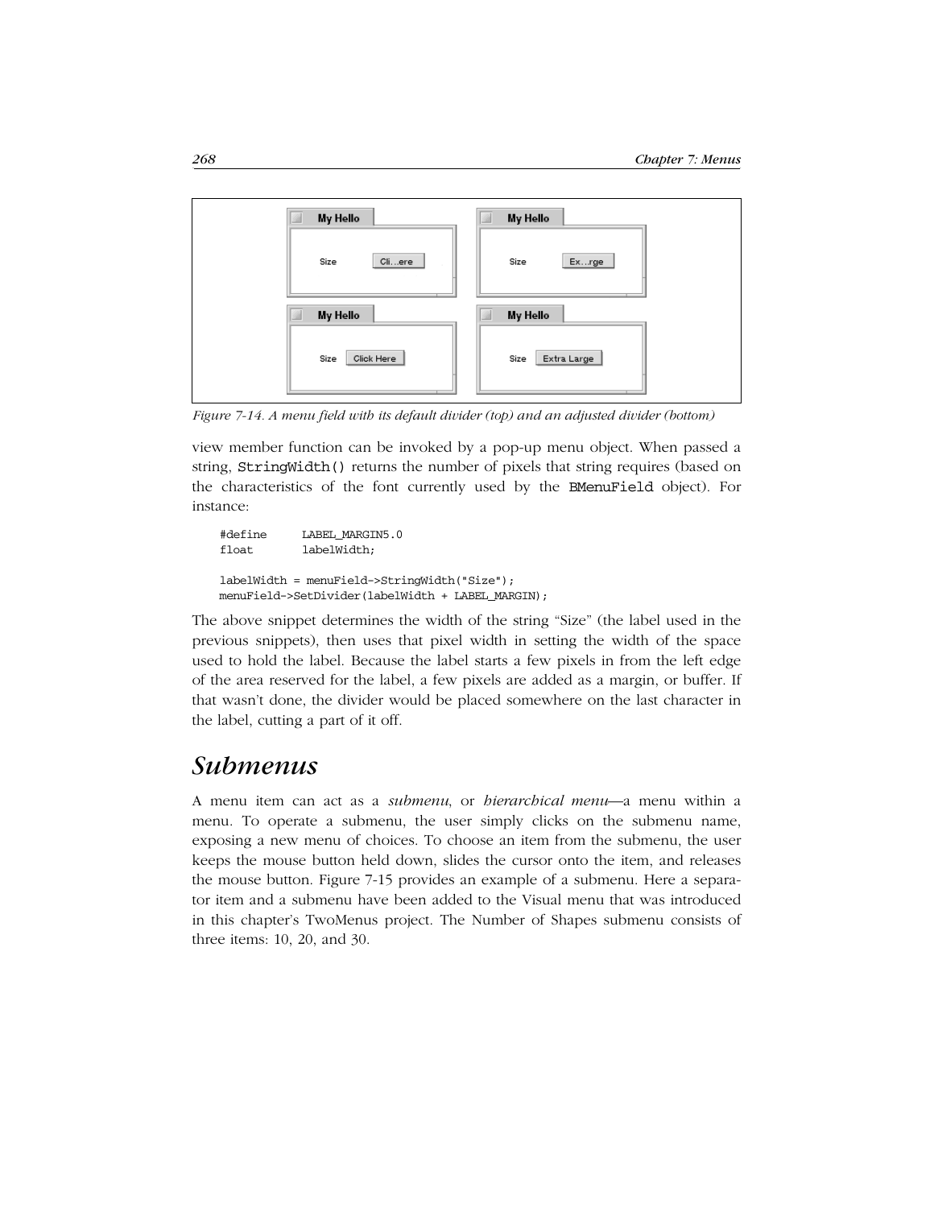Figure 7-14. A menu field with its default divider (top) and an adjusted divider (bottom)

view member function can be invoked by a pop-up menu object. When passed a string, `StringWidth()` returns the number of pixels that string requires (based on the characteristics of the font currently used by the `BMenuField` object). For instance:

```
#define      LABEL_MARGIN5.0
float        labelWidth;

labelWidth = menuField->StringWidth("Size");
menuField->SetDivider(labelWidth + LABEL_MARGIN);
```

The above snippet determines the width of the string "Size" (the label used in the previous snippets), then uses that pixel width in setting the width of the space used to hold the label. Because the label starts a few pixels in from the left edge of the area reserved for the label, a few pixels are added as a margin, or buffer. If that wasn't done, the divider would be placed somewhere on the last character in the label, cutting a part of it off.

# Submenus

A menu item can act as a *submenu*, or *hierarchical menu*—a menu within a menu. To operate a submenu, the user simply clicks on the submenu name, exposing a new menu of choices. To choose an item from the submenu, the user keeps the mouse button held down, slides the cursor onto the item, and releases the mouse button. Figure 7-15 provides an example of a submenu. Here a separator item and a submenu have been added to the Visual menu that was introduced in this chapter's TwoMenus project. The Number of Shapes submenu consists of three items: 10, 20, and 30.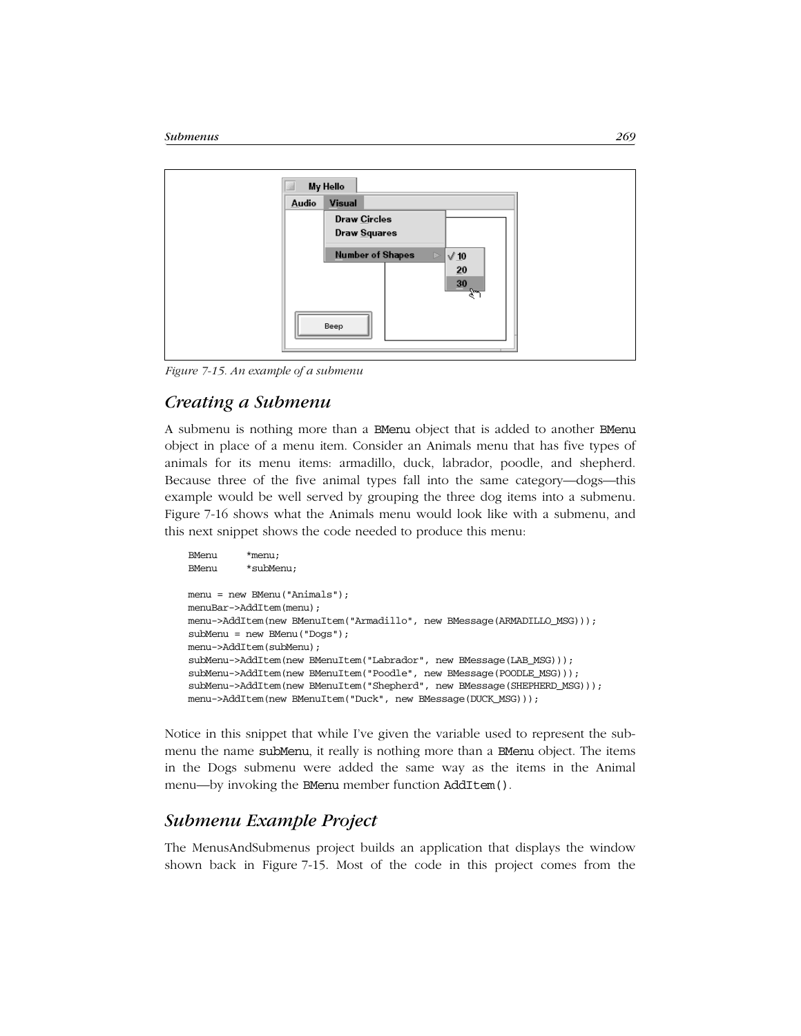Figure 7-15. An example of a submenu

## Creating a Submenu

A submenu is nothing more than a `BMenu` object that is added to another `BMenu` object in place of a menu item. Consider an Animals menu that has five types of animals for its menu items: armadillo, duck, labrador, poodle, and shepherd. Because three of the five animal types fall into the same category—dogs—this example would be well served by grouping the three dog items into a submenu. Figure 7-16 shows what the Animals menu would look like with a submenu, and this next snippet shows the code needed to produce this menu:

```
BMenu      *menu;
BMenu      *subMenu;

menu = new BMenu("Animals");
menuBar->AddItem(menu);
menu->AddItem(new BMenuItem("Armadillo", new BMessage(ARMADILLO_MSG)));
subMenu = new BMenu("Dogs");
menu->AddItem(subMenu);
subMenu->AddItem(new BMenuItem("Labrador", new BMessage(LAB_MSG)));
subMenu->AddItem(new BMenuItem("Poodle", new BMessage(POODLE_MSG)));
subMenu->AddItem(new BMenuItem("Shepherd", new BMessage(SHEPHERD_MSG)));
menu->AddItem(new BMenuItem("Duck", new BMessage(DUCK_MSG)));
```

Notice in this snippet that while I've given the variable used to represent the submenu the name `subMenu`, it really is nothing more than a `BMenu` object. The items in the Dogs submenu were added the same way as the items in the Animal menu—by invoking the `BMenu` member function `AddItem()`.

## Submenu Example Project

The MenusAndSubmenus project builds an application that displays the window shown back in Figure 7-15. Most of the code in this project comes from the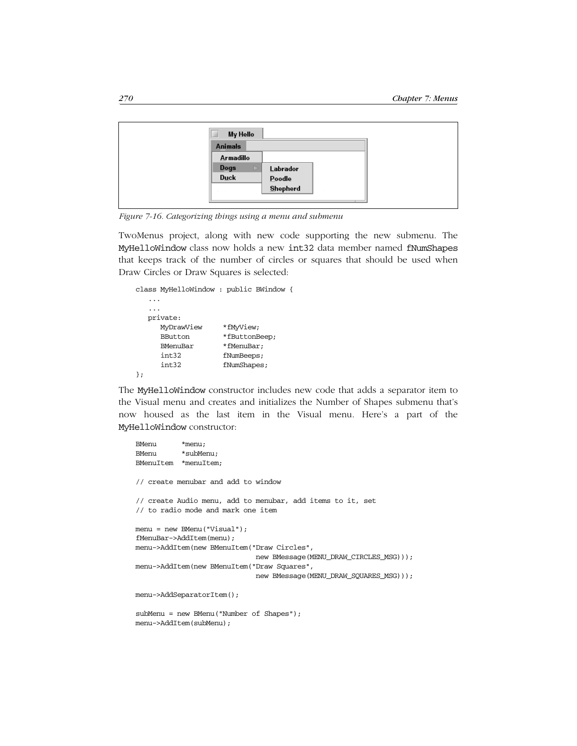Figure 7-16. *Categorizing things using a menu and submenu*

TwoMenus project, along with new code supporting the new submenu. The `MyHelloWindow` class now holds a new `int32` data member named `fNumShapes` that keeps track of the number of circles or squares that should be used when Draw Circles or Draw Squares is selected:

```
class MyHelloWindow : public BWindow {
   ...
   ...
   private:
      MyDrawView     *fMyView;
      BButton        *fButtonBeep;
      BMenuBar       *fMenuBar;
      int32          fNumBeeps;
      int32          fNumShapes;
};
```

The `MyHelloWindow` constructor includes new code that adds a separator item to the Visual menu and creates and initializes the Number of Shapes submenu that's now housed as the last item in the Visual menu. Here's a part of the `MyHelloWindow` constructor:

```
BMenu      *menu;
BMenu      *subMenu;
BMenuItem  *menuItem;

// create menubar and add to window

// create Audio menu, add to menubar, add items to it, set
// to radio mode and mark one item

menu = new BMenu("Visual");
fMenuBar->AddItem(menu);
menu->AddItem(new BMenuItem("Draw Circles",
                            new BMessage(MENU_DRAW_CIRCLES_MSG)));
menu->AddItem(new BMenuItem("Draw Squares",
                            new BMessage(MENU_DRAW_SQUARES_MSG)));

menu->AddSeparatorItem();

subMenu = new BMenu("Number of Shapes");
menu->AddItem(subMenu);
```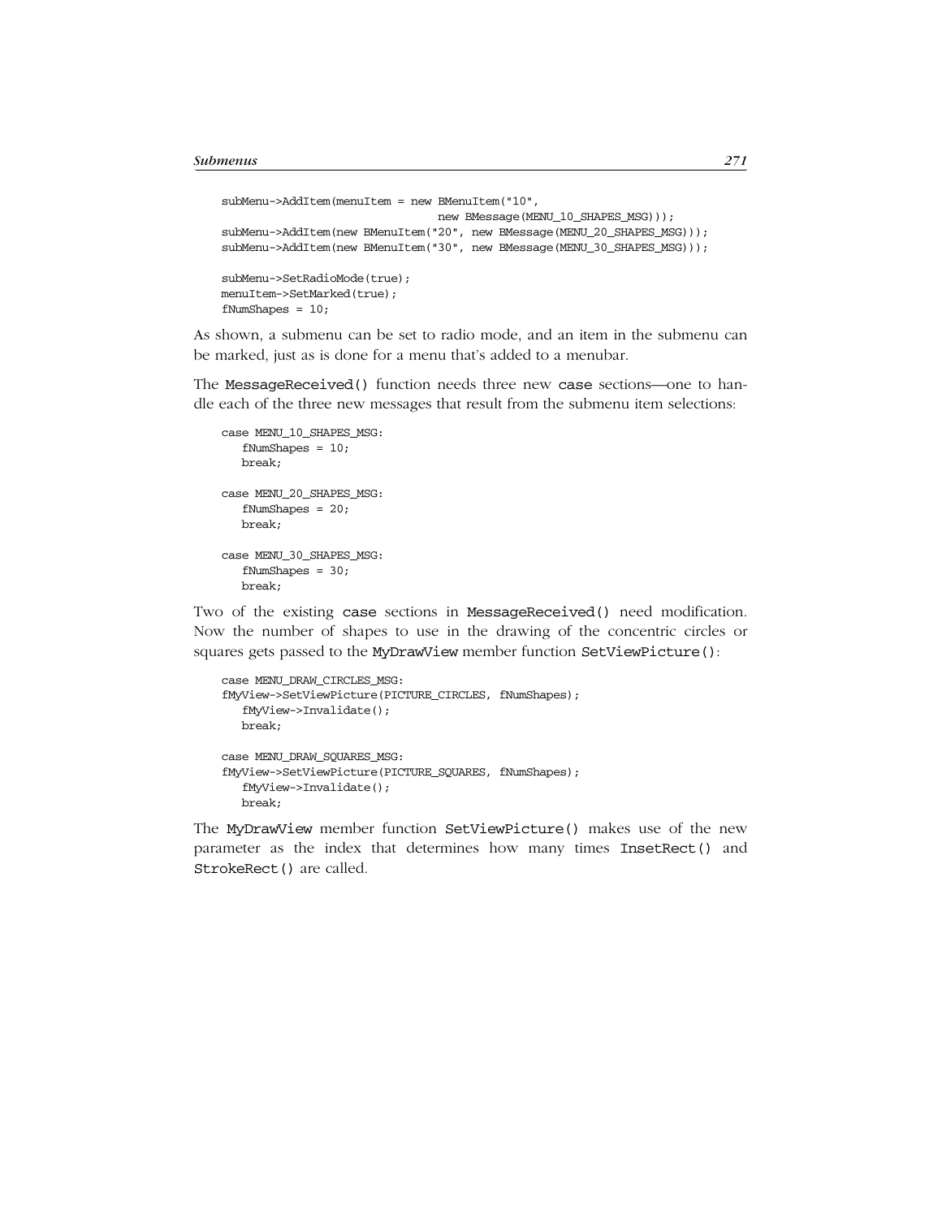```
subMenu->AddItem(menuItem = new BMenuItem("10",
                              new BMessage(MENU_10_SHAPES_MSG)));
subMenu->AddItem(new BMenuItem("20", new BMessage(MENU_20_SHAPES_MSG)));
subMenu->AddItem(new BMenuItem("30", new BMessage(MENU_30_SHAPES_MSG)));

subMenu->SetRadioMode(true);
menuItem->SetMarked(true);
fNumShapes = 10;
```

As shown, a submenu can be set to radio mode, and an item in the submenu can be marked, just as is done for a menu that's added to a menubar.

The `MessageReceived()` function needs three new `case` sections—one to handle each of the three new messages that result from the submenu item selections:

```
case MENU_10_SHAPES_MSG:
   fNumShapes = 10;
   break;

case MENU_20_SHAPES_MSG:
   fNumShapes = 20;
   break;

case MENU_30_SHAPES_MSG:
   fNumShapes = 30;
   break;
```

Two of the existing `case` sections in `MessageReceived()` need modification. Now the number of shapes to use in the drawing of the concentric circles or squares gets passed to the `MyDrawView` member function `SetViewPicture()`:

```
case MENU_DRAW_CIRCLES_MSG:
fMyView->SetViewPicture(PICTURE_CIRCLES, fNumShapes);
   fMyView->Invalidate();
   break;

case MENU_DRAW_SQUARES_MSG:
fMyView->SetViewPicture(PICTURE_SQUARES, fNumShapes);
   fMyView->Invalidate();
   break;
```

The `MyDrawView` member function `SetViewPicture()` makes use of the new parameter as the index that determines how many times `InsetRect()` and `StrokeRect()` are called.